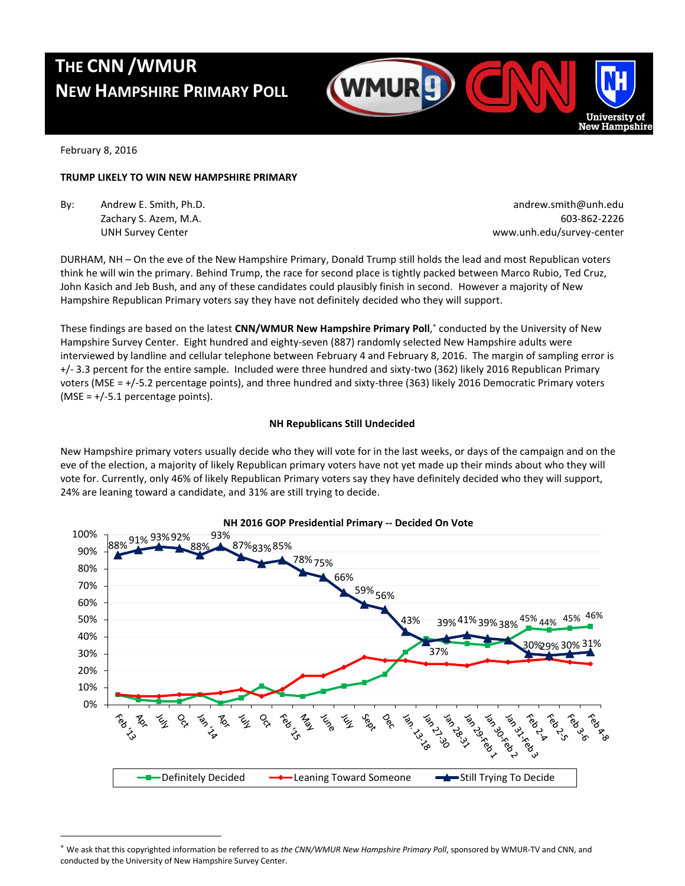# THE CNN /WMUR NEW HAMPSHIRE PRIMARY POLL

February 8, 2016

**TRUMP LIKELY TO WIN NEW HAMPSHIRE PRIMARY**

By: Andrew E. Smith, Ph.D. — andrew.smith@unh.edu
Zachary S. Azem, M.A. — 603-862-2226
UNH Survey Center — www.unh.edu/survey-center

DURHAM, NH – On the eve of the New Hampshire Primary, Donald Trump still holds the lead and most Republican voters think he will win the primary. Behind Trump, the race for second place is tightly packed between Marco Rubio, Ted Cruz, John Kasich and Jeb Bush, and any of these candidates could plausibly finish in second. However a majority of New Hampshire Republican Primary voters say they have not definitely decided who they will support.

These findings are based on the latest **CNN/WMUR New Hampshire Primary Poll**,* conducted by the University of New Hampshire Survey Center. Eight hundred and eighty-seven (887) randomly selected New Hampshire adults were interviewed by landline and cellular telephone between February 4 and February 8, 2016. The margin of sampling error is +/- 3.3 percent for the entire sample. Included were three hundred and sixty-two (362) likely 2016 Republican Primary voters (MSE = +/-5.2 percentage points), and three hundred and sixty-three (363) likely 2016 Democratic Primary voters (MSE = +/-5.1 percentage points).

## NH Republicans Still Undecided

New Hampshire primary voters usually decide who they will vote for in the last weeks, or days of the campaign and on the eve of the election, a majority of likely Republican primary voters have not yet made up their minds about who they will vote for. Currently, only 46% of likely Republican Primary voters say they have definitely decided who they will support, 24% are leaning toward a candidate, and 31% are still trying to decide.

**NH 2016 GOP Presidential Primary -- Decided On Vote**

| | Feb '13 | Apr | July | Oct | Jan '14 | Apr | July | Oct | Feb '15 | May | June | July | Sept | Dec | Jan. 13-18 | Jan 27-30 | Jan 28-31 | Jan 29-Feb 1 | Jan 30-Feb 2 | Jan 31-Feb 3 | Feb 2-4 | Feb 2-5 | Feb 3-6 | Feb 4-8 |
|---|---|---|---|---|---|---|---|---|---|---|---|---|---|---|---|---|---|---|---|---|---|---|---|---|
| Still Trying To Decide | 88% | 91% | 93% | 92% | 88% | 93% | 87% | 83% | 85% | 78% | 75% | 66% | 59% | 56% | 43% | 37% | 39% | 41% | 39% | 38% | 30% | 29% | 30% | 31% |
| Definitely Decided | | | | | | | | | | | | | | | | | | | | | 45% | 44% | 45% | 46% |

Legend: Definitely Decided; Leaning Toward Someone; Still Trying To Decide

* We ask that this copyrighted information be referred to as *the CNN/WMUR New Hampshire Primary Poll*, sponsored by WMUR-TV and CNN, and conducted by the University of New Hampshire Survey Center.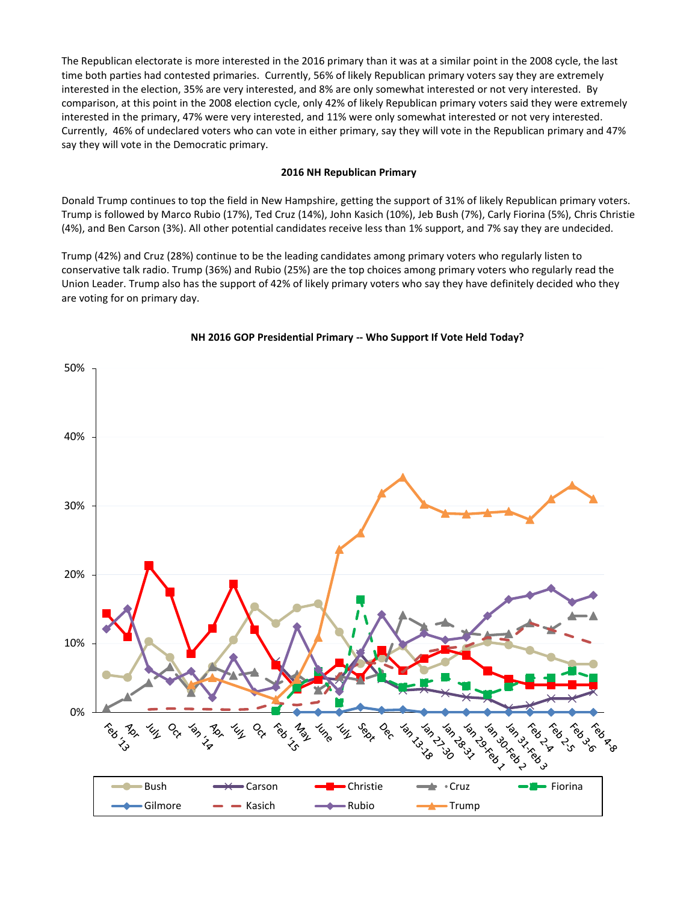The Republican electorate is more interested in the 2016 primary than it was at a similar point in the 2008 cycle, the last time both parties had contested primaries. Currently, 56% of likely Republican primary voters say they are extremely interested in the election, 35% are very interested, and 8% are only somewhat interested or not very interested. By comparison, at this point in the 2008 election cycle, only 42% of likely Republican primary voters said they were extremely interested in the primary, 47% were very interested, and 11% were only somewhat interested or not very interested. Currently, 46% of undeclared voters who can vote in either primary, say they will vote in the Republican primary and 47% say they will vote in the Democratic primary.

### 2016 NH Republican Primary

Donald Trump continues to top the field in New Hampshire, getting the support of 31% of likely Republican primary voters. Trump is followed by Marco Rubio (17%), Ted Cruz (14%), John Kasich (10%), Jeb Bush (7%), Carly Fiorina (5%), Chris Christie (4%), and Ben Carson (3%). All other potential candidates receive less than 1% support, and 7% say they are undecided.

Trump (42%) and Cruz (28%) continue to be the leading candidates among primary voters who regularly listen to conservative talk radio. Trump (36%) and Rubio (25%) are the top choices among primary voters who regularly read the Union Leader. Trump also has the support of 42% of likely primary voters who say they have definitely decided who they are voting for on primary day.

**NH 2016 GOP Presidential Primary -- Who Support If Vote Held Today?**

Legend: Bush, Carson, Christie, Cruz, Fiorina, Gilmore, Kasich, Rubio, Trump

X-axis: Feb '13, Apr, July, Oct, Jan '14, Apr, July, Oct, Feb '15, May, June, July, Sept, Dec, Jan 13-18, Jan 27-30, Jan 28-31, Jan 29-Feb 1, Jan 30-Feb 2, Jan 31-Feb 3, Feb 2-4, Feb 2-5, Feb 3-6, Feb 4-8

Y-axis: 0%, 10%, 20%, 30%, 40%, 50%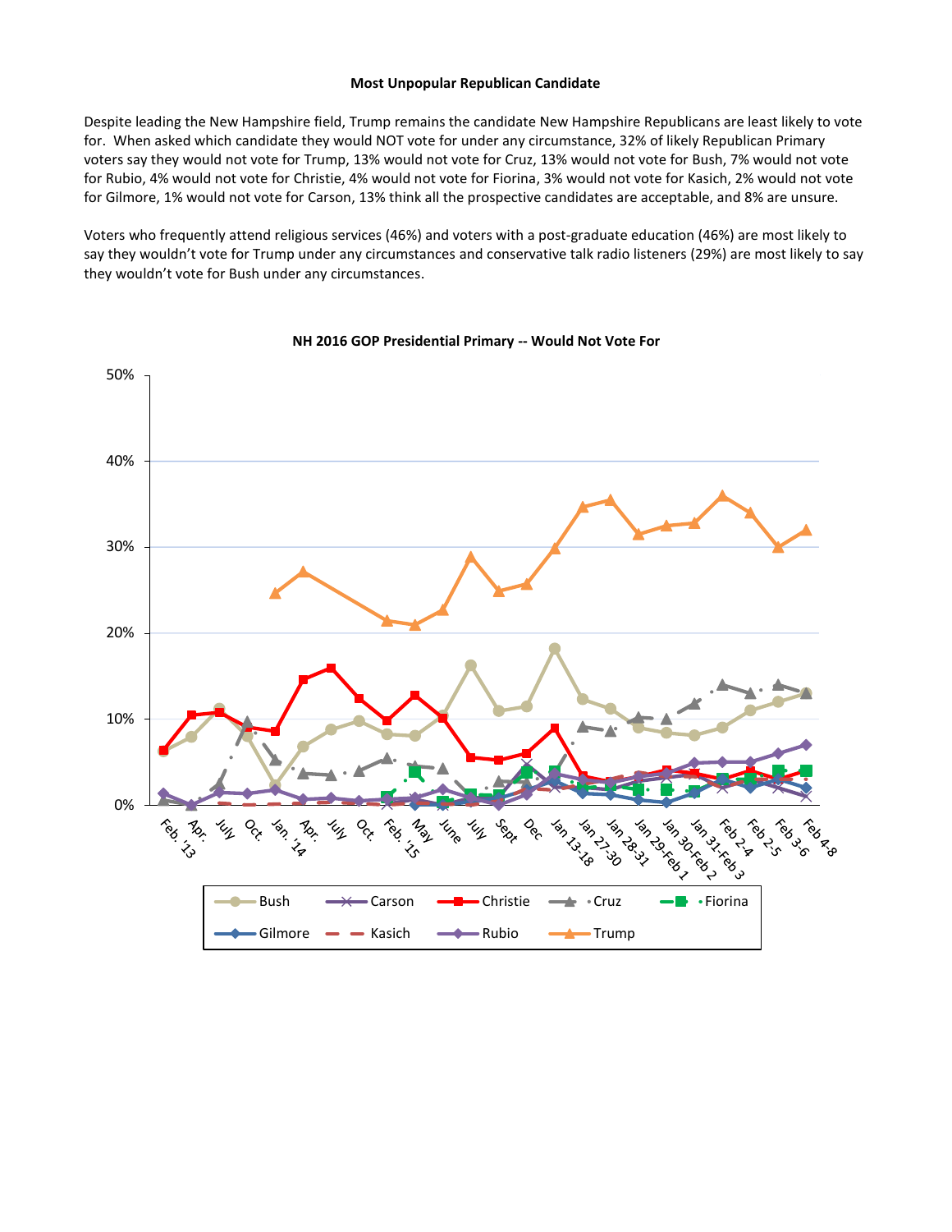**Most Unpopular Republican Candidate**

Despite leading the New Hampshire field, Trump remains the candidate New Hampshire Republicans are least likely to vote for. When asked which candidate they would NOT vote for under any circumstance, 32% of likely Republican Primary voters say they would not vote for Trump, 13% would not vote for Cruz, 13% would not vote for Bush, 7% would not vote for Rubio, 4% would not vote for Christie, 4% would not vote for Fiorina, 3% would not vote for Kasich, 2% would not vote for Gilmore, 1% would not vote for Carson, 13% think all the prospective candidates are acceptable, and 8% are unsure.

Voters who frequently attend religious services (46%) and voters with a post-graduate education (46%) are most likely to say they wouldn't vote for Trump under any circumstances and conservative talk radio listeners (29%) are most likely to say they wouldn't vote for Bush under any circumstances.

**NH 2016 GOP Presidential Primary -- Would Not Vote For**

Legend: Bush, Carson, Christie, Cruz, Fiorina, Gilmore, Kasich, Rubio, Trump

X-axis: Feb. 13, Apr., July, Oct., Jan. '14, Apr., July, Oct., Feb. '15, May, June, July, Sept, Dec, Jan 13-18, Jan 27-30, Jan 28-31, Jan 29-Feb 1, Jan 30-Feb 2, Jan 31-Feb 3, Feb 2-4, Feb 2-5, Feb 3-6, Feb 4-8

Y-axis: 0%, 10%, 20%, 30%, 40%, 50%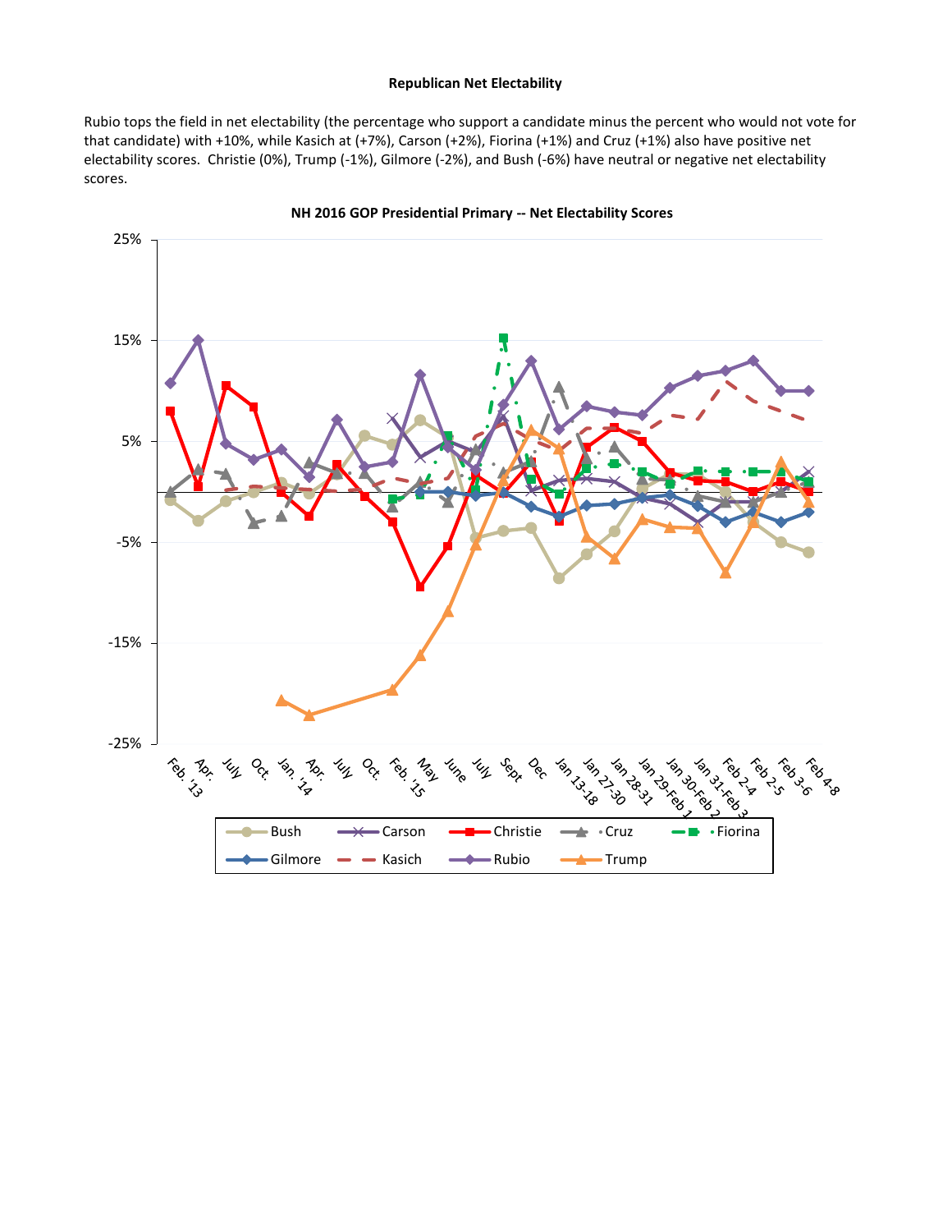**Republican Net Electability**

Rubio tops the field in net electability (the percentage who support a candidate minus the percent who would not vote for that candidate) with +10%, while Kasich at (+7%), Carson (+2%), Fiorina (+1%) and Cruz (+1%) also have positive net electability scores. Christie (0%), Trump (-1%), Gilmore (-2%), and Bush (-6%) have neutral or negative net electability scores.

**NH 2016 GOP Presidential Primary -- Net Electability Scores**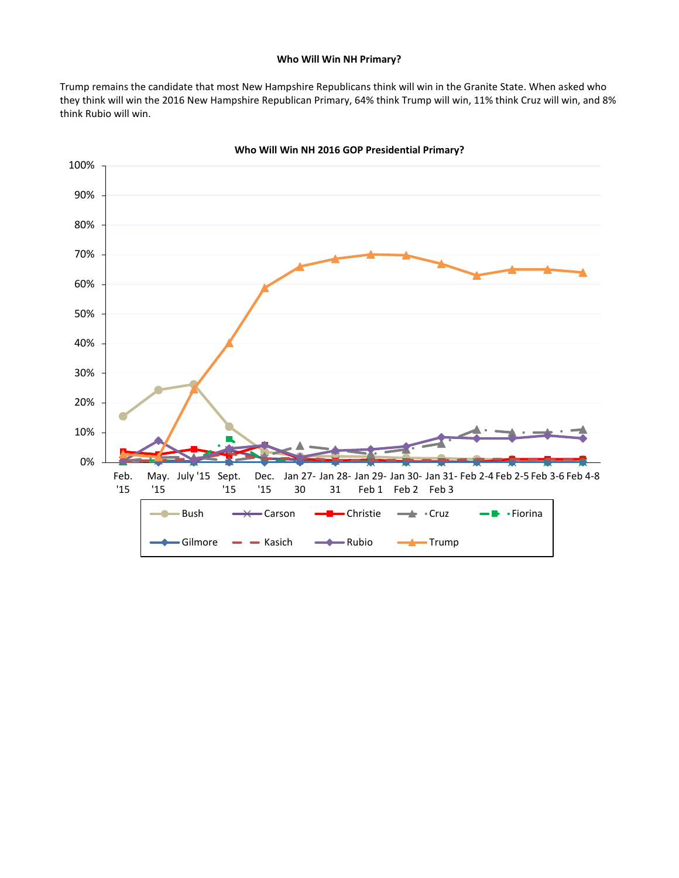**Who Will Win NH Primary?**

Trump remains the candidate that most New Hampshire Republicans think will win in the Granite State. When asked who they think will win the 2016 New Hampshire Republican Primary, 64% think Trump will win, 11% think Cruz will win, and 8% think Rubio will win.

**Who Will Win NH 2016 GOP Presidential Primary?**

100%
90%
80%
70%
60%
50%
40%
30%
20%
10%
0%

Feb. '15 | May. '15 | July '15 | Sept. '15 | Dec. '15 | Jan 27-30 | Jan 28-31 | Jan 29-Feb 1 | Jan 30-Feb 2 | Jan 31-Feb 3 | Feb 2-4 | Feb 2-5 | Feb 3-6 | Feb 4-8

Bush, Carson, Christie, Cruz, Fiorina, Gilmore, Kasich, Rubio, Trump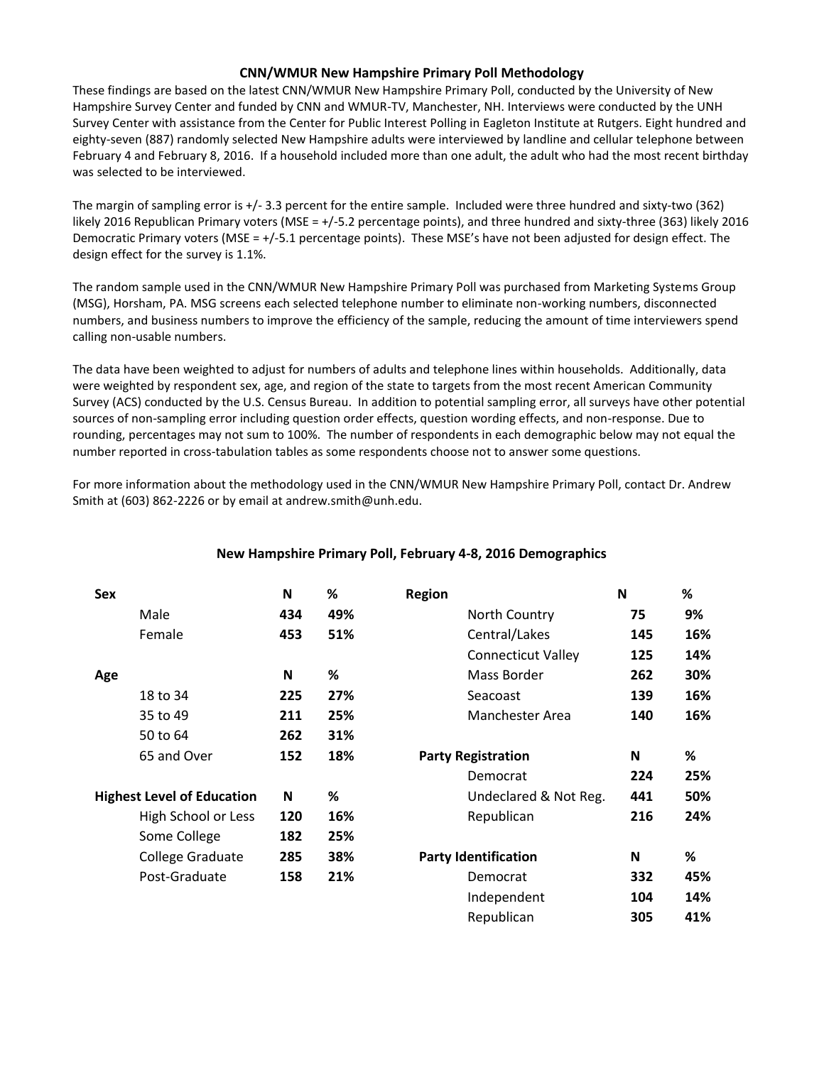## CNN/WMUR New Hampshire Primary Poll Methodology

These findings are based on the latest CNN/WMUR New Hampshire Primary Poll, conducted by the University of New Hampshire Survey Center and funded by CNN and WMUR-TV, Manchester, NH. Interviews were conducted by the UNH Survey Center with assistance from the Center for Public Interest Polling in Eagleton Institute at Rutgers. Eight hundred and eighty-seven (887) randomly selected New Hampshire adults were interviewed by landline and cellular telephone between February 4 and February 8, 2016. If a household included more than one adult, the adult who had the most recent birthday was selected to be interviewed.

The margin of sampling error is +/- 3.3 percent for the entire sample. Included were three hundred and sixty-two (362) likely 2016 Republican Primary voters (MSE = +/-5.2 percentage points), and three hundred and sixty-three (363) likely 2016 Democratic Primary voters (MSE = +/-5.1 percentage points). These MSE's have not been adjusted for design effect. The design effect for the survey is 1.1%.

The random sample used in the CNN/WMUR New Hampshire Primary Poll was purchased from Marketing Systems Group (MSG), Horsham, PA. MSG screens each selected telephone number to eliminate non-working numbers, disconnected numbers, and business numbers to improve the efficiency of the sample, reducing the amount of time interviewers spend calling non-usable numbers.

The data have been weighted to adjust for numbers of adults and telephone lines within households. Additionally, data were weighted by respondent sex, age, and region of the state to targets from the most recent American Community Survey (ACS) conducted by the U.S. Census Bureau. In addition to potential sampling error, all surveys have other potential sources of non-sampling error including question order effects, question wording effects, and non-response. Due to rounding, percentages may not sum to 100%. The number of respondents in each demographic below may not equal the number reported in cross-tabulation tables as some respondents choose not to answer some questions.

For more information about the methodology used in the CNN/WMUR New Hampshire Primary Poll, contact Dr. Andrew Smith at (603) 862-2226 or by email at andrew.smith@unh.edu.

### New Hampshire Primary Poll, February 4-8, 2016 Demographics

| **Sex** | **N** | **%** |
|---|---|---|
| Male | **434** | **49%** |
| Female | **453** | **51%** |

| **Age** | **N** | **%** |
|---|---|---|
| 18 to 34 | **225** | **27%** |
| 35 to 49 | **211** | **25%** |
| 50 to 64 | **262** | **31%** |
| 65 and Over | **152** | **18%** |

| **Highest Level of Education** | **N** | **%** |
|---|---|---|
| High School or Less | **120** | **16%** |
| Some College | **182** | **25%** |
| College Graduate | **285** | **38%** |
| Post-Graduate | **158** | **21%** |

| **Region** | **N** | **%** |
|---|---|---|
| North Country | **75** | **9%** |
| Central/Lakes | **145** | **16%** |
| Connecticut Valley | **125** | **14%** |
| Mass Border | **262** | **30%** |
| Seacoast | **139** | **16%** |
| Manchester Area | **140** | **16%** |

| **Party Registration** | **N** | **%** |
|---|---|---|
| Democrat | **224** | **25%** |
| Undeclared & Not Reg. | **441** | **50%** |
| Republican | **216** | **24%** |

| **Party Identification** | **N** | **%** |
|---|---|---|
| Democrat | **332** | **45%** |
| Independent | **104** | **14%** |
| Republican | **305** | **41%** |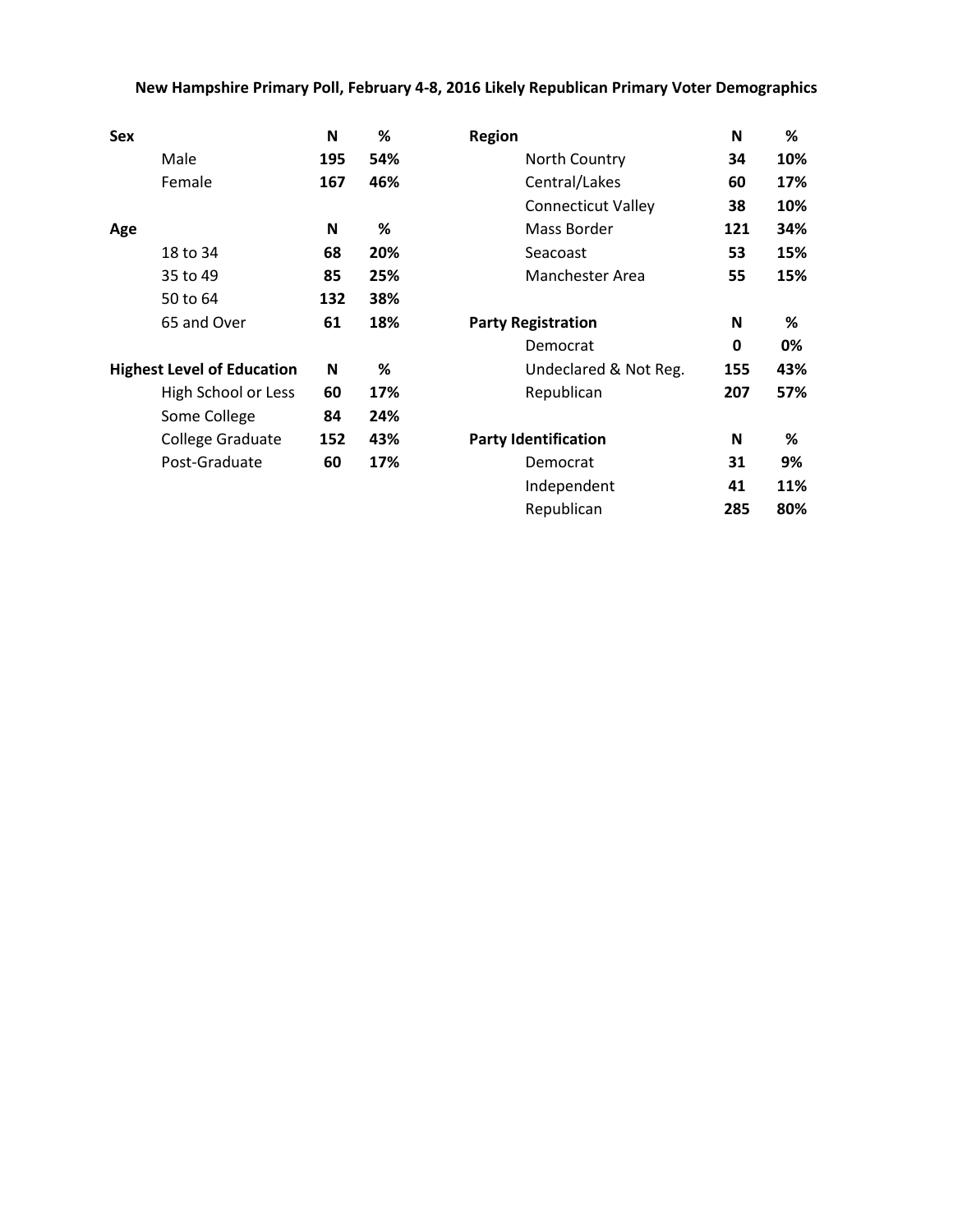**New Hampshire Primary Poll, February 4-8, 2016 Likely Republican Primary Voter Demographics**

| Sex | N | % |
|---|---|---|
| Male | 195 | 54% |
| Female | 167 | 46% |

| Age | N | % |
|---|---|---|
| 18 to 34 | 68 | 20% |
| 35 to 49 | 85 | 25% |
| 50 to 64 | 132 | 38% |
| 65 and Over | 61 | 18% |

| Highest Level of Education | N | % |
|---|---|---|
| High School or Less | 60 | 17% |
| Some College | 84 | 24% |
| College Graduate | 152 | 43% |
| Post-Graduate | 60 | 17% |

| Region | N | % |
|---|---|---|
| North Country | 34 | 10% |
| Central/Lakes | 60 | 17% |
| Connecticut Valley | 38 | 10% |
| Mass Border | 121 | 34% |
| Seacoast | 53 | 15% |
| Manchester Area | 55 | 15% |

| Party Registration | N | % |
|---|---|---|
| Democrat | 0 | 0% |
| Undeclared & Not Reg. | 155 | 43% |
| Republican | 207 | 57% |

| Party Identification | N | % |
|---|---|---|
| Democrat | 31 | 9% |
| Independent | 41 | 11% |
| Republican | 285 | 80% |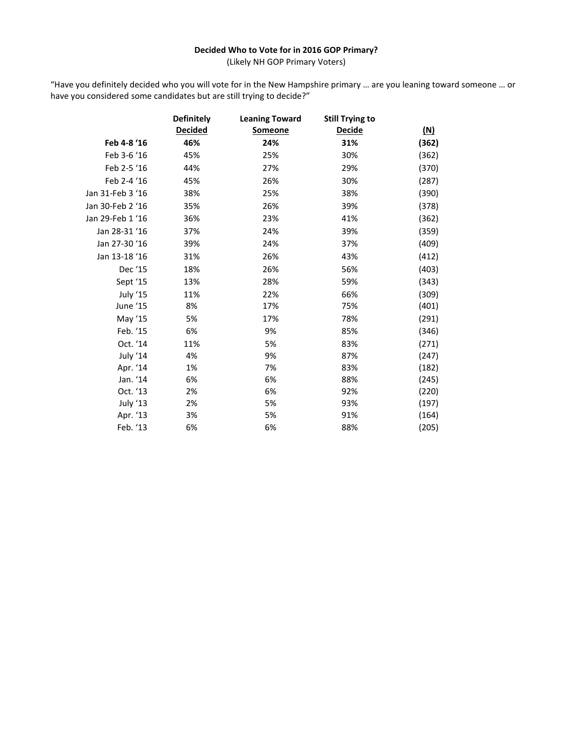**Decided Who to Vote for in 2016 GOP Primary?**

(Likely NH GOP Primary Voters)

"Have you definitely decided who you will vote for in the New Hampshire primary … are you leaning toward someone … or have you considered some candidates but are still trying to decide?"

| | Definitely Decided | Leaning Toward Someone | Still Trying to Decide | (N) |
|---|---|---|---|---|
| **Feb 4-8 '16** | **46%** | **24%** | **31%** | **(362)** |
| Feb 3-6 '16 | 45% | 25% | 30% | (362) |
| Feb 2-5 '16 | 44% | 27% | 29% | (370) |
| Feb 2-4 '16 | 45% | 26% | 30% | (287) |
| Jan 31-Feb 3 '16 | 38% | 25% | 38% | (390) |
| Jan 30-Feb 2 '16 | 35% | 26% | 39% | (378) |
| Jan 29-Feb 1 '16 | 36% | 23% | 41% | (362) |
| Jan 28-31 '16 | 37% | 24% | 39% | (359) |
| Jan 27-30 '16 | 39% | 24% | 37% | (409) |
| Jan 13-18 '16 | 31% | 26% | 43% | (412) |
| Dec '15 | 18% | 26% | 56% | (403) |
| Sept '15 | 13% | 28% | 59% | (343) |
| July '15 | 11% | 22% | 66% | (309) |
| June '15 | 8% | 17% | 75% | (401) |
| May '15 | 5% | 17% | 78% | (291) |
| Feb. '15 | 6% | 9% | 85% | (346) |
| Oct. '14 | 11% | 5% | 83% | (271) |
| July '14 | 4% | 9% | 87% | (247) |
| Apr. '14 | 1% | 7% | 83% | (182) |
| Jan. '14 | 6% | 6% | 88% | (245) |
| Oct. '13 | 2% | 6% | 92% | (220) |
| July '13 | 2% | 5% | 93% | (197) |
| Apr. '13 | 3% | 5% | 91% | (164) |
| Feb. '13 | 6% | 6% | 88% | (205) |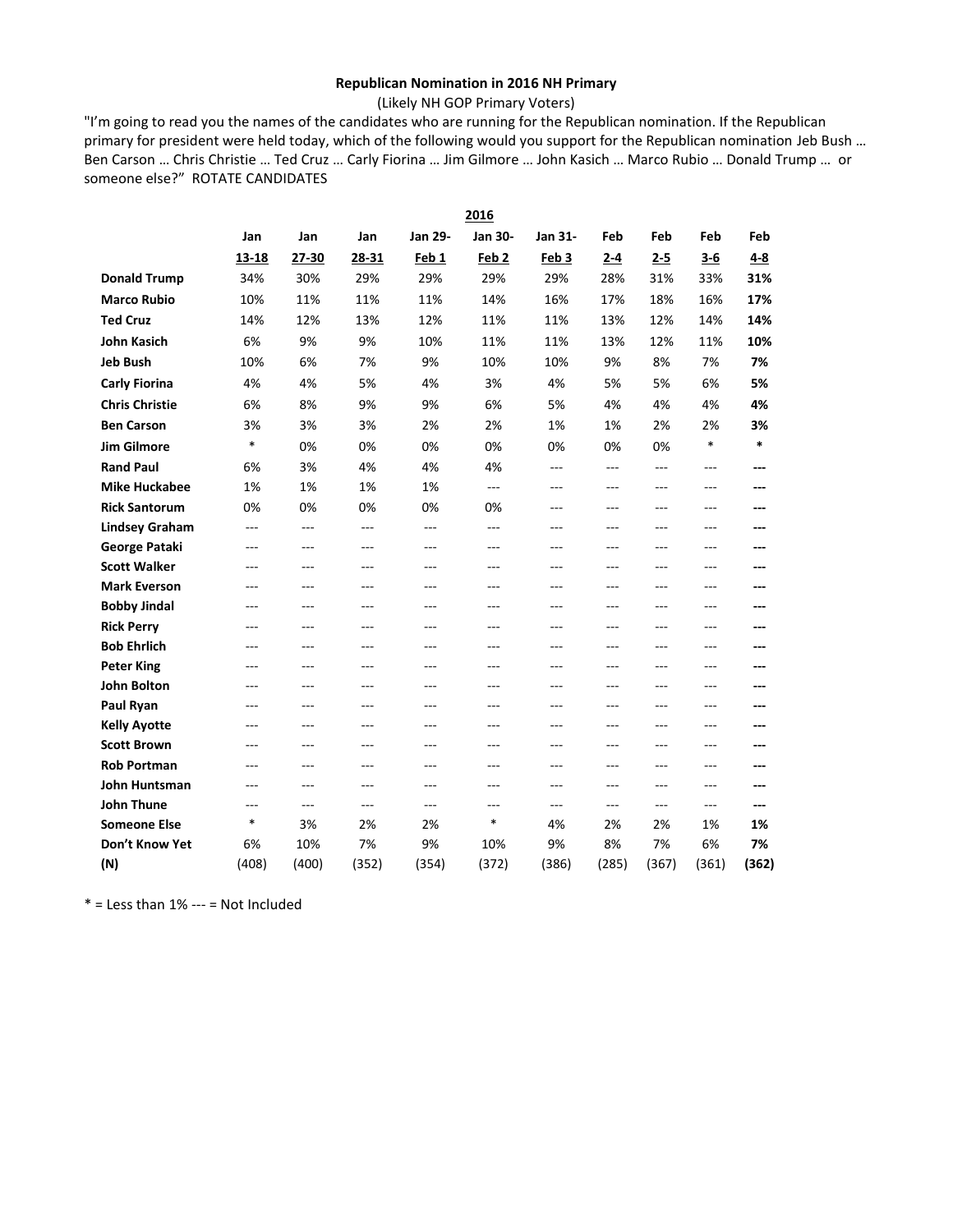**Republican Nomination in 2016 NH Primary**

(Likely NH GOP Primary Voters)

"I'm going to read you the names of the candidates who are running for the Republican nomination. If the Republican primary for president were held today, which of the following would you support for the Republican nomination Jeb Bush … Ben Carson … Chris Christie … Ted Cruz … Carly Fiorina … Jim Gilmore … John Kasich … Marco Rubio … Donald Trump … or someone else?" ROTATE CANDIDATES

| | 2016 | | | | | | | | | |
|---|---|---|---|---|---|---|---|---|---|---|
| | Jan 13-18 | Jan 27-30 | Jan 28-31 | Jan 29-Feb 1 | Jan 30-Feb 2 | Jan 31-Feb 3 | Feb 2-4 | Feb 2-5 | Feb 3-6 | **Feb 4-8** |
| **Donald Trump** | 34% | 30% | 29% | 29% | 29% | 29% | 28% | 31% | 33% | **31%** |
| **Marco Rubio** | 10% | 11% | 11% | 11% | 14% | 16% | 17% | 18% | 16% | **17%** |
| **Ted Cruz** | 14% | 12% | 13% | 12% | 11% | 11% | 13% | 12% | 14% | **14%** |
| **John Kasich** | 6% | 9% | 9% | 10% | 11% | 11% | 13% | 12% | 11% | **10%** |
| **Jeb Bush** | 10% | 6% | 7% | 9% | 10% | 10% | 9% | 8% | 7% | **7%** |
| **Carly Fiorina** | 4% | 4% | 5% | 4% | 3% | 4% | 5% | 5% | 6% | **5%** |
| **Chris Christie** | 6% | 8% | 9% | 9% | 6% | 5% | 4% | 4% | 4% | **4%** |
| **Ben Carson** | 3% | 3% | 3% | 2% | 2% | 1% | 1% | 2% | 2% | **3%** |
| **Jim Gilmore** | * | 0% | 0% | 0% | 0% | 0% | 0% | 0% | * | * |
| **Rand Paul** | 6% | 3% | 4% | 4% | 4% | --- | --- | --- | --- | **---** |
| **Mike Huckabee** | 1% | 1% | 1% | 1% | --- | --- | --- | --- | --- | **---** |
| **Rick Santorum** | 0% | 0% | 0% | 0% | 0% | --- | --- | --- | --- | **---** |
| **Lindsey Graham** | --- | --- | --- | --- | --- | --- | --- | --- | --- | **---** |
| **George Pataki** | --- | --- | --- | --- | --- | --- | --- | --- | --- | **---** |
| **Scott Walker** | --- | --- | --- | --- | --- | --- | --- | --- | --- | **---** |
| **Mark Everson** | --- | --- | --- | --- | --- | --- | --- | --- | --- | **---** |
| **Bobby Jindal** | --- | --- | --- | --- | --- | --- | --- | --- | --- | **---** |
| **Rick Perry** | --- | --- | --- | --- | --- | --- | --- | --- | --- | **---** |
| **Bob Ehrlich** | --- | --- | --- | --- | --- | --- | --- | --- | --- | **---** |
| **Peter King** | --- | --- | --- | --- | --- | --- | --- | --- | --- | **---** |
| **John Bolton** | --- | --- | --- | --- | --- | --- | --- | --- | --- | **---** |
| **Paul Ryan** | --- | --- | --- | --- | --- | --- | --- | --- | --- | **---** |
| **Kelly Ayotte** | --- | --- | --- | --- | --- | --- | --- | --- | --- | **---** |
| **Scott Brown** | --- | --- | --- | --- | --- | --- | --- | --- | --- | **---** |
| **Rob Portman** | --- | --- | --- | --- | --- | --- | --- | --- | --- | **---** |
| **John Huntsman** | --- | --- | --- | --- | --- | --- | --- | --- | --- | **---** |
| **John Thune** | --- | --- | --- | --- | --- | --- | --- | --- | --- | **---** |
| **Someone Else** | * | 3% | 2% | 2% | * | 4% | 2% | 2% | 1% | **1%** |
| **Don't Know Yet** | 6% | 10% | 7% | 9% | 10% | 9% | 8% | 7% | 6% | **7%** |
| **(N)** | (408) | (400) | (352) | (354) | (372) | (386) | (285) | (367) | (361) | **(362)** |

* = Less than 1% --- = Not Included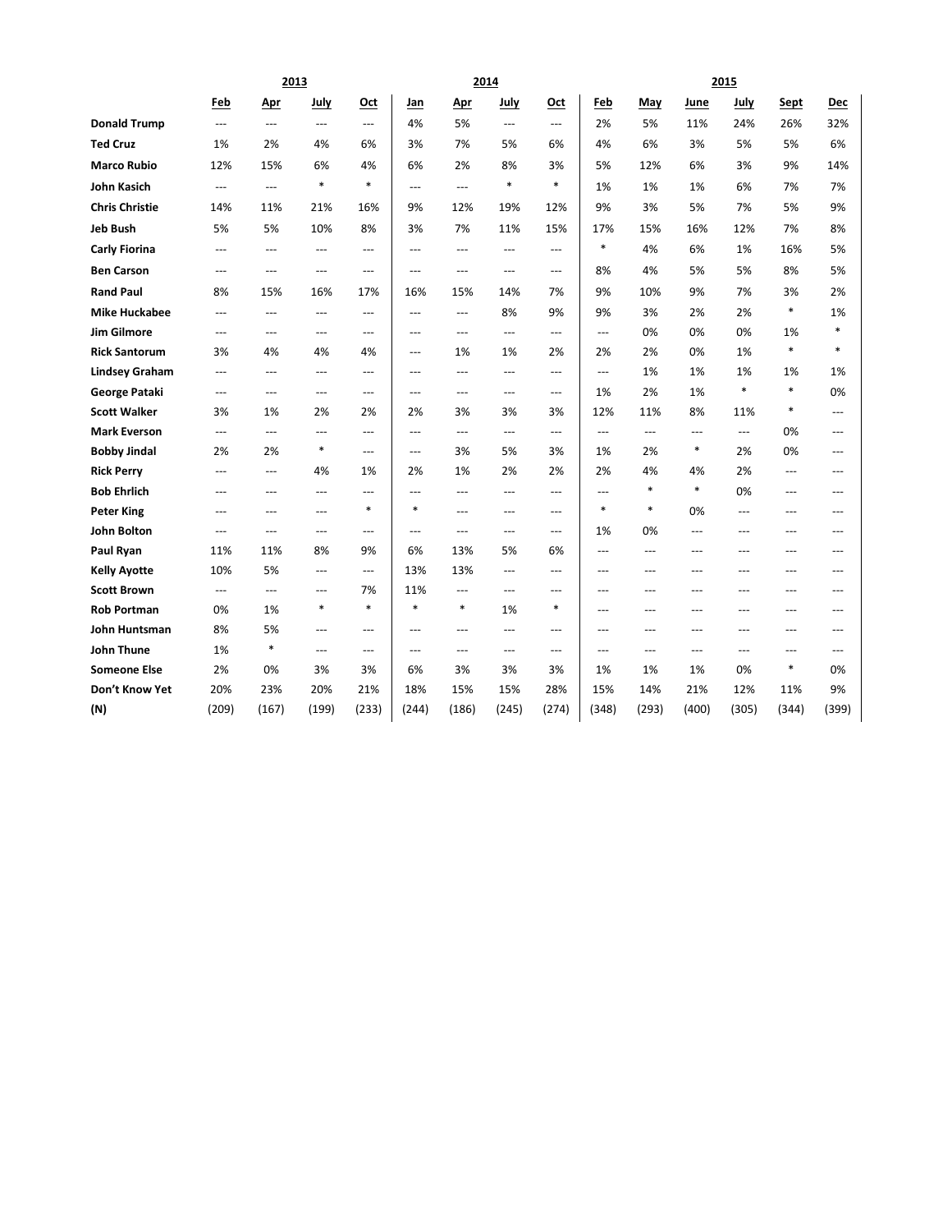| | 2013 | | | | 2014 | | | | 2015 | | | | | |
|---|---|---|---|---|---|---|---|---|---|---|---|---|---|---|
| | Feb | Apr | July | Oct | Jan | Apr | July | Oct | Feb | May | June | July | Sept | Dec |
| **Donald Trump** | --- | --- | --- | --- | 4% | 5% | --- | --- | 2% | 5% | 11% | 24% | 26% | 32% |
| **Ted Cruz** | 1% | 2% | 4% | 6% | 3% | 7% | 5% | 6% | 4% | 6% | 3% | 5% | 5% | 6% |
| **Marco Rubio** | 12% | 15% | 6% | 4% | 6% | 2% | 8% | 3% | 5% | 12% | 6% | 3% | 9% | 14% |
| **John Kasich** | --- | --- | * | * | --- | --- | * | * | 1% | 1% | 1% | 6% | 7% | 7% |
| **Chris Christie** | 14% | 11% | 21% | 16% | 9% | 12% | 19% | 12% | 9% | 3% | 5% | 7% | 5% | 9% |
| **Jeb Bush** | 5% | 5% | 10% | 8% | 3% | 7% | 11% | 15% | 17% | 15% | 16% | 12% | 7% | 8% |
| **Carly Fiorina** | --- | --- | --- | --- | --- | --- | --- | --- | * | 4% | 6% | 1% | 16% | 5% |
| **Ben Carson** | --- | --- | --- | --- | --- | --- | --- | --- | 8% | 4% | 5% | 5% | 8% | 5% |
| **Rand Paul** | 8% | 15% | 16% | 17% | 16% | 15% | 14% | 7% | 9% | 10% | 9% | 7% | 3% | 2% |
| **Mike Huckabee** | --- | --- | --- | --- | --- | --- | 8% | 9% | 9% | 3% | 2% | 2% | * | 1% |
| **Jim Gilmore** | --- | --- | --- | --- | --- | --- | --- | --- | --- | 0% | 0% | 0% | 1% | * |
| **Rick Santorum** | 3% | 4% | 4% | 4% | --- | 1% | 1% | 2% | 2% | 2% | 0% | 1% | * | * |
| **Lindsey Graham** | --- | --- | --- | --- | --- | --- | --- | --- | --- | 1% | 1% | 1% | 1% | 1% |
| **George Pataki** | --- | --- | --- | --- | --- | --- | --- | --- | 1% | 2% | 1% | * | * | 0% |
| **Scott Walker** | 3% | 1% | 2% | 2% | 2% | 3% | 3% | 3% | 12% | 11% | 8% | 11% | * | --- |
| **Mark Everson** | --- | --- | --- | --- | --- | --- | --- | --- | --- | --- | --- | --- | 0% | --- |
| **Bobby Jindal** | 2% | 2% | * | --- | --- | 3% | 5% | 3% | 1% | 2% | * | 2% | 0% | --- |
| **Rick Perry** | --- | --- | 4% | 1% | 2% | 1% | 2% | 2% | 2% | 4% | 4% | 2% | --- | --- |
| **Bob Ehrlich** | --- | --- | --- | --- | --- | --- | --- | --- | --- | * | * | 0% | --- | --- |
| **Peter King** | --- | --- | --- | * | * | --- | --- | --- | * | * | 0% | --- | --- | --- |
| **John Bolton** | --- | --- | --- | --- | --- | --- | --- | --- | 1% | 0% | --- | --- | --- | --- |
| **Paul Ryan** | 11% | 11% | 8% | 9% | 6% | 13% | 5% | 6% | --- | --- | --- | --- | --- | --- |
| **Kelly Ayotte** | 10% | 5% | --- | --- | 13% | 13% | --- | --- | --- | --- | --- | --- | --- | --- |
| **Scott Brown** | --- | --- | --- | 7% | 11% | --- | --- | --- | --- | --- | --- | --- | --- | --- |
| **Rob Portman** | 0% | 1% | * | * | * | * | 1% | * | --- | --- | --- | --- | --- | --- |
| **John Huntsman** | 8% | 5% | --- | --- | --- | --- | --- | --- | --- | --- | --- | --- | --- | --- |
| **John Thune** | 1% | * | --- | --- | --- | --- | --- | --- | --- | --- | --- | --- | --- | --- |
| **Someone Else** | 2% | 0% | 3% | 3% | 6% | 3% | 3% | 3% | 1% | 1% | 1% | 0% | * | 0% |
| **Don't Know Yet** | 20% | 23% | 20% | 21% | 18% | 15% | 15% | 28% | 15% | 14% | 21% | 12% | 11% | 9% |
| **(N)** | (209) | (167) | (199) | (233) | (244) | (186) | (245) | (274) | (348) | (293) | (400) | (305) | (344) | (399) |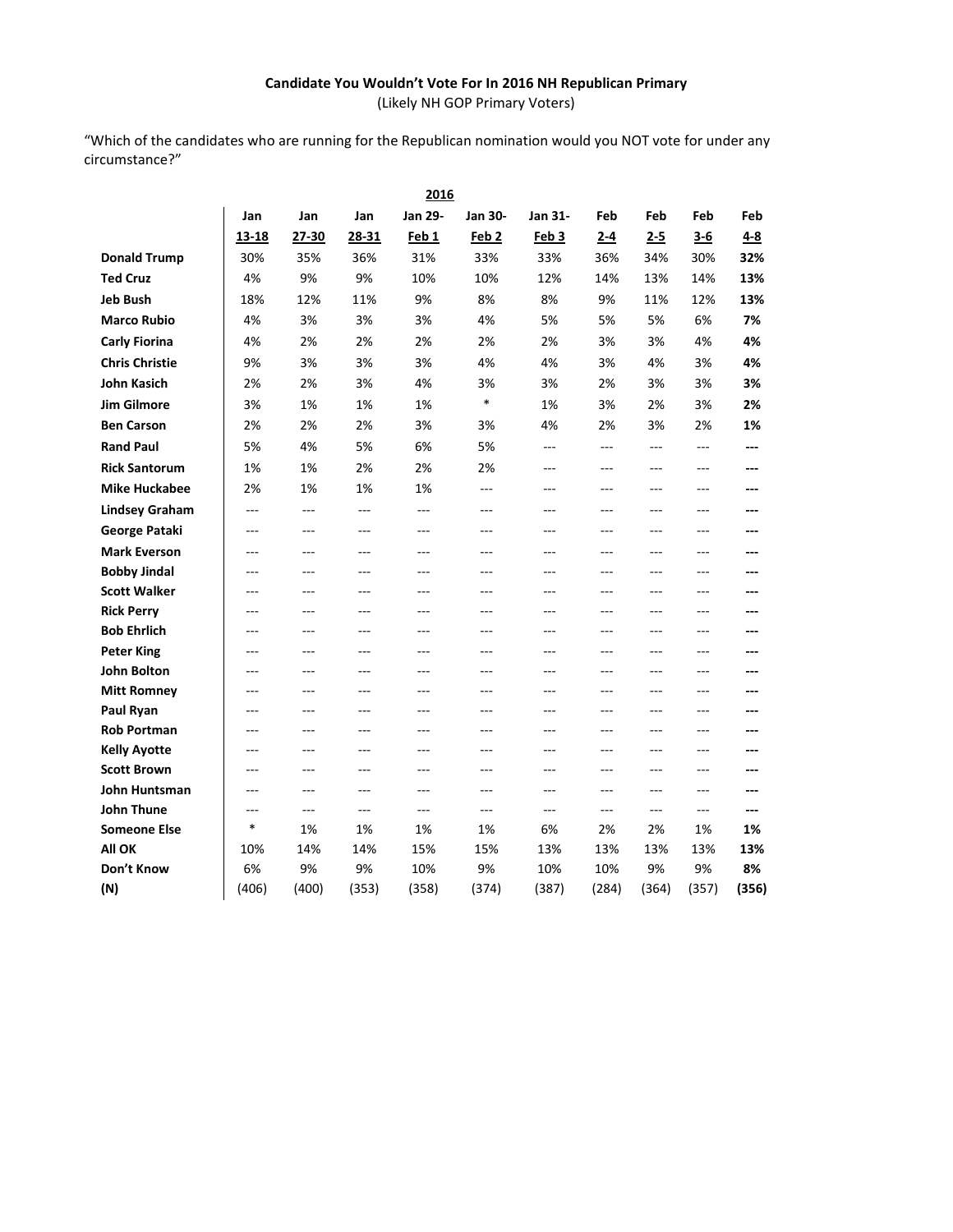**Candidate You Wouldn't Vote For In 2016 NH Republican Primary**

(Likely NH GOP Primary Voters)

"Which of the candidates who are running for the Republican nomination would you NOT vote for under any circumstance?"

| | 2016 | | | | | | | | | |
|---|---|---|---|---|---|---|---|---|---|---|
| | Jan 13-18 | Jan 27-30 | Jan 28-31 | Jan 29-Feb 1 | Jan 30-Feb 2 | Jan 31-Feb 3 | Feb 2-4 | Feb 2-5 | Feb 3-6 | **Feb 4-8** |
| **Donald Trump** | 30% | 35% | 36% | 31% | 33% | 33% | 36% | 34% | 30% | **32%** |
| **Ted Cruz** | 4% | 9% | 9% | 10% | 10% | 12% | 14% | 13% | 14% | **13%** |
| **Jeb Bush** | 18% | 12% | 11% | 9% | 8% | 8% | 9% | 11% | 12% | **13%** |
| **Marco Rubio** | 4% | 3% | 3% | 3% | 4% | 5% | 5% | 5% | 6% | **7%** |
| **Carly Fiorina** | 4% | 2% | 2% | 2% | 2% | 2% | 3% | 3% | 4% | **4%** |
| **Chris Christie** | 9% | 3% | 3% | 3% | 4% | 4% | 3% | 4% | 3% | **4%** |
| **John Kasich** | 2% | 2% | 3% | 4% | 3% | 3% | 2% | 3% | 3% | **3%** |
| **Jim Gilmore** | 3% | 1% | 1% | 1% | * | 1% | 3% | 2% | 3% | **2%** |
| **Ben Carson** | 2% | 2% | 2% | 3% | 3% | 4% | 2% | 3% | 2% | **1%** |
| **Rand Paul** | 5% | 4% | 5% | 6% | 5% | --- | --- | --- | --- | **---** |
| **Rick Santorum** | 1% | 1% | 2% | 2% | 2% | --- | --- | --- | --- | **---** |
| **Mike Huckabee** | 2% | 1% | 1% | 1% | --- | --- | --- | --- | --- | **---** |
| **Lindsey Graham** | --- | --- | --- | --- | --- | --- | --- | --- | --- | **---** |
| **George Pataki** | --- | --- | --- | --- | --- | --- | --- | --- | --- | **---** |
| **Mark Everson** | --- | --- | --- | --- | --- | --- | --- | --- | --- | **---** |
| **Bobby Jindal** | --- | --- | --- | --- | --- | --- | --- | --- | --- | **---** |
| **Scott Walker** | --- | --- | --- | --- | --- | --- | --- | --- | --- | **---** |
| **Rick Perry** | --- | --- | --- | --- | --- | --- | --- | --- | --- | **---** |
| **Bob Ehrlich** | --- | --- | --- | --- | --- | --- | --- | --- | --- | **---** |
| **Peter King** | --- | --- | --- | --- | --- | --- | --- | --- | --- | **---** |
| **John Bolton** | --- | --- | --- | --- | --- | --- | --- | --- | --- | **---** |
| **Mitt Romney** | --- | --- | --- | --- | --- | --- | --- | --- | --- | **---** |
| **Paul Ryan** | --- | --- | --- | --- | --- | --- | --- | --- | --- | **---** |
| **Rob Portman** | --- | --- | --- | --- | --- | --- | --- | --- | --- | **---** |
| **Kelly Ayotte** | --- | --- | --- | --- | --- | --- | --- | --- | --- | **---** |
| **Scott Brown** | --- | --- | --- | --- | --- | --- | --- | --- | --- | **---** |
| **John Huntsman** | --- | --- | --- | --- | --- | --- | --- | --- | --- | **---** |
| **John Thune** | --- | --- | --- | --- | --- | --- | --- | --- | --- | **---** |
| **Someone Else** | * | 1% | 1% | 1% | 1% | 6% | 2% | 2% | 1% | **1%** |
| **All OK** | 10% | 14% | 14% | 15% | 15% | 13% | 13% | 13% | 13% | **13%** |
| **Don't Know** | 6% | 9% | 9% | 10% | 9% | 10% | 10% | 9% | 9% | **8%** |
| **(N)** | (406) | (400) | (353) | (358) | (374) | (387) | (284) | (364) | (357) | **(356)** |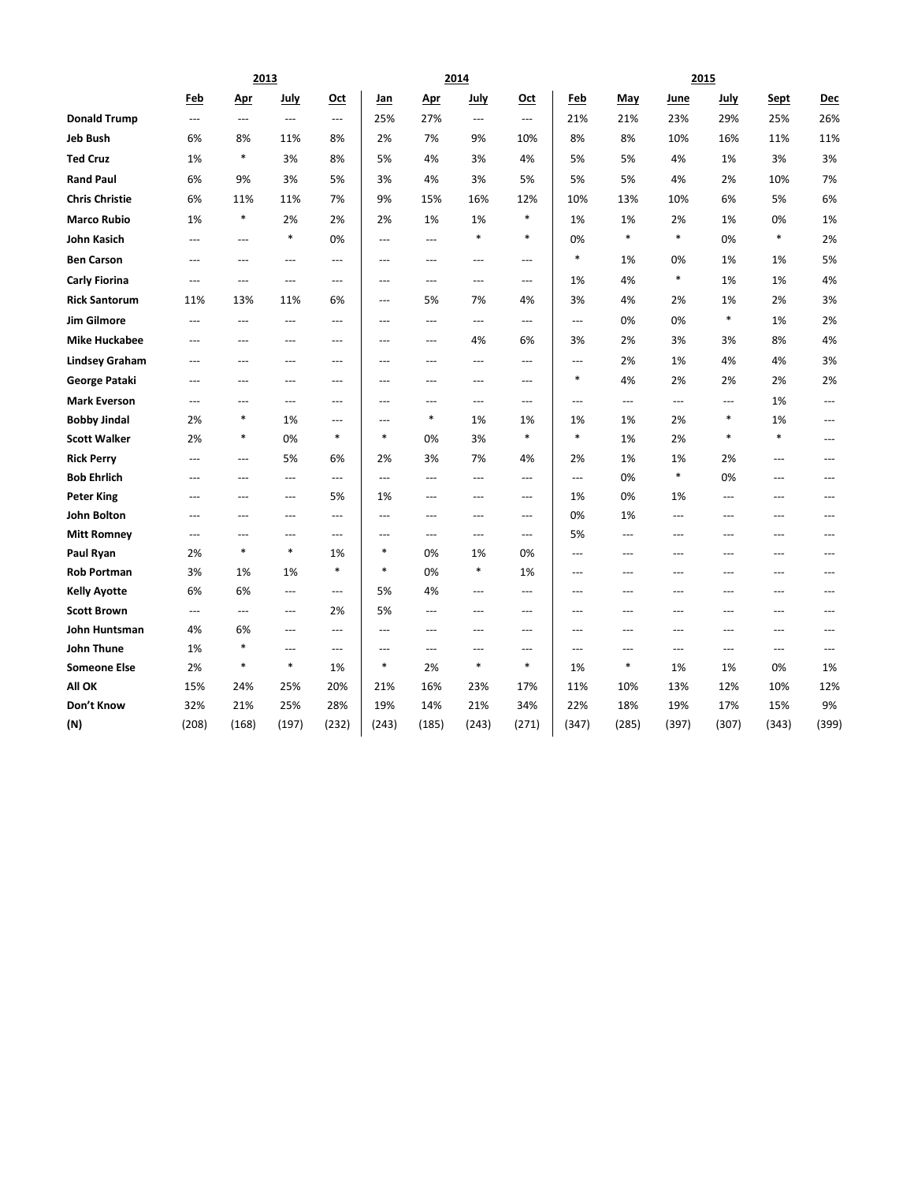| | 2013 | | | | 2014 | | | | 2015 | | | | | |
|---|---|---|---|---|---|---|---|---|---|---|---|---|---|---|
| | Feb | Apr | July | Oct | Jan | Apr | July | Oct | Feb | May | June | July | Sept | Dec |
| **Donald Trump** | --- | --- | --- | --- | 25% | 27% | --- | --- | 21% | 21% | 23% | 29% | 25% | 26% |
| **Jeb Bush** | 6% | 8% | 11% | 8% | 2% | 7% | 9% | 10% | 8% | 8% | 10% | 16% | 11% | 11% |
| **Ted Cruz** | 1% | * | 3% | 8% | 5% | 4% | 3% | 4% | 5% | 5% | 4% | 1% | 3% | 3% |
| **Rand Paul** | 6% | 9% | 3% | 5% | 3% | 4% | 3% | 5% | 5% | 5% | 4% | 2% | 10% | 7% |
| **Chris Christie** | 6% | 11% | 11% | 7% | 9% | 15% | 16% | 12% | 10% | 13% | 10% | 6% | 5% | 6% |
| **Marco Rubio** | 1% | * | 2% | 2% | 2% | 1% | 1% | * | 1% | 1% | 2% | 1% | 0% | 1% |
| **John Kasich** | --- | --- | * | 0% | --- | --- | * | * | 0% | * | * | 0% | * | 2% |
| **Ben Carson** | --- | --- | --- | --- | --- | --- | --- | --- | * | 1% | 0% | 1% | 1% | 5% |
| **Carly Fiorina** | --- | --- | --- | --- | --- | --- | --- | --- | 1% | 4% | * | 1% | 1% | 4% |
| **Rick Santorum** | 11% | 13% | 11% | 6% | --- | 5% | 7% | 4% | 3% | 4% | 2% | 1% | 2% | 3% |
| **Jim Gilmore** | --- | --- | --- | --- | --- | --- | --- | --- | --- | 0% | 0% | * | 1% | 2% |
| **Mike Huckabee** | --- | --- | --- | --- | --- | --- | 4% | 6% | 3% | 2% | 3% | 3% | 8% | 4% |
| **Lindsey Graham** | --- | --- | --- | --- | --- | --- | --- | --- | --- | 2% | 1% | 4% | 4% | 3% |
| **George Pataki** | --- | --- | --- | --- | --- | --- | --- | --- | * | 4% | 2% | 2% | 2% | 2% |
| **Mark Everson** | --- | --- | --- | --- | --- | --- | --- | --- | --- | --- | --- | --- | 1% | --- |
| **Bobby Jindal** | 2% | * | 1% | --- | --- | * | 1% | 1% | 1% | 1% | 2% | * | 1% | --- |
| **Scott Walker** | 2% | * | 0% | * | * | 0% | 3% | * | * | 1% | 2% | * | * | --- |
| **Rick Perry** | --- | --- | 5% | 6% | 2% | 3% | 7% | 4% | 2% | 1% | 1% | 2% | --- | --- |
| **Bob Ehrlich** | --- | --- | --- | --- | --- | --- | --- | --- | --- | 0% | * | 0% | --- | --- |
| **Peter King** | --- | --- | --- | 5% | 1% | --- | --- | --- | 1% | 0% | 1% | --- | --- | --- |
| **John Bolton** | --- | --- | --- | --- | --- | --- | --- | --- | 0% | 1% | --- | --- | --- | --- |
| **Mitt Romney** | --- | --- | --- | --- | --- | --- | --- | --- | 5% | --- | --- | --- | --- | --- |
| **Paul Ryan** | 2% | * | * | 1% | * | 0% | 1% | 0% | --- | --- | --- | --- | --- | --- |
| **Rob Portman** | 3% | 1% | 1% | * | * | 0% | * | 1% | --- | --- | --- | --- | --- | --- |
| **Kelly Ayotte** | 6% | 6% | --- | --- | 5% | 4% | --- | --- | --- | --- | --- | --- | --- | --- |
| **Scott Brown** | --- | --- | --- | 2% | 5% | --- | --- | --- | --- | --- | --- | --- | --- | --- |
| **John Huntsman** | 4% | 6% | --- | --- | --- | --- | --- | --- | --- | --- | --- | --- | --- | --- |
| **John Thune** | 1% | * | --- | --- | --- | --- | --- | --- | --- | --- | --- | --- | --- | --- |
| **Someone Else** | 2% | * | * | 1% | * | 2% | * | * | 1% | * | 1% | 1% | 0% | 1% |
| **All OK** | 15% | 24% | 25% | 20% | 21% | 16% | 23% | 17% | 11% | 10% | 13% | 12% | 10% | 12% |
| **Don't Know** | 32% | 21% | 25% | 28% | 19% | 14% | 21% | 34% | 22% | 18% | 19% | 17% | 15% | 9% |
| **(N)** | (208) | (168) | (197) | (232) | (243) | (185) | (243) | (271) | (347) | (285) | (397) | (307) | (343) | (399) |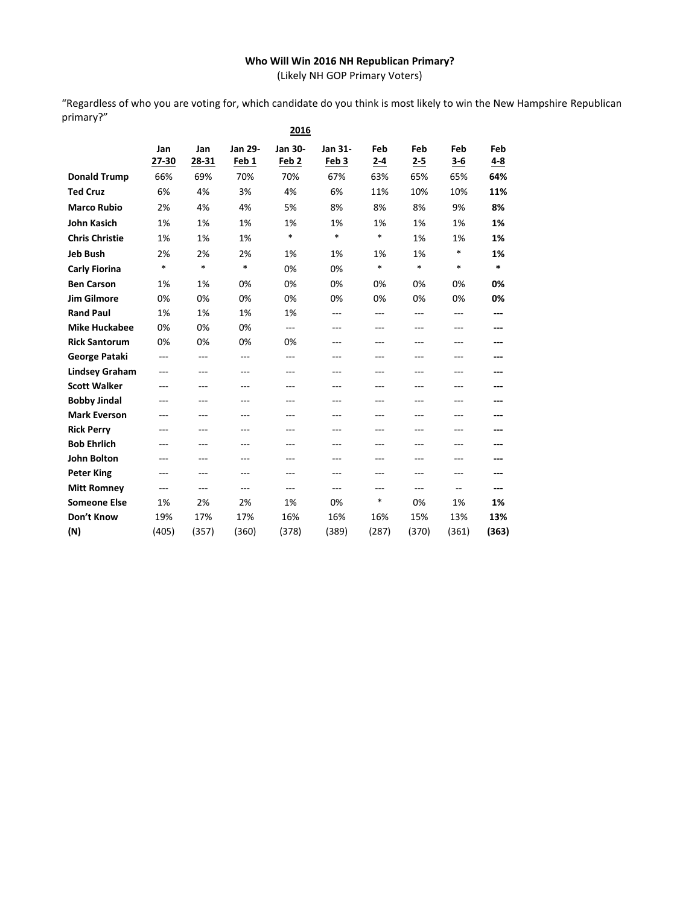**Who Will Win 2016 NH Republican Primary?**

(Likely NH GOP Primary Voters)

"Regardless of who you are voting for, which candidate do you think is most likely to win the New Hampshire Republican primary?"

| | 2016 | | | | | | | | |
|---|---|---|---|---|---|---|---|---|---|
| | Jan 27-30 | Jan 28-31 | Jan 29-Feb 1 | Jan 30-Feb 2 | Jan 31-Feb 3 | Feb 2-4 | Feb 2-5 | Feb 3-6 | **Feb 4-8** |
| **Donald Trump** | 66% | 69% | 70% | 70% | 67% | 63% | 65% | 65% | **64%** |
| **Ted Cruz** | 6% | 4% | 3% | 4% | 6% | 11% | 10% | 10% | **11%** |
| **Marco Rubio** | 2% | 4% | 4% | 5% | 8% | 8% | 8% | 9% | **8%** |
| **John Kasich** | 1% | 1% | 1% | 1% | 1% | 1% | 1% | 1% | **1%** |
| **Chris Christie** | 1% | 1% | 1% | * | * | * | 1% | 1% | **1%** |
| **Jeb Bush** | 2% | 2% | 2% | 1% | 1% | 1% | 1% | * | **1%** |
| **Carly Fiorina** | * | * | * | 0% | 0% | * | * | * | **\*** |
| **Ben Carson** | 1% | 1% | 0% | 0% | 0% | 0% | 0% | 0% | **0%** |
| **Jim Gilmore** | 0% | 0% | 0% | 0% | 0% | 0% | 0% | 0% | **0%** |
| **Rand Paul** | 1% | 1% | 1% | 1% | --- | --- | --- | --- | **---** |
| **Mike Huckabee** | 0% | 0% | 0% | --- | --- | --- | --- | --- | **---** |
| **Rick Santorum** | 0% | 0% | 0% | 0% | --- | --- | --- | --- | **---** |
| **George Pataki** | --- | --- | --- | --- | --- | --- | --- | --- | **---** |
| **Lindsey Graham** | --- | --- | --- | --- | --- | --- | --- | --- | **---** |
| **Scott Walker** | --- | --- | --- | --- | --- | --- | --- | --- | **---** |
| **Bobby Jindal** | --- | --- | --- | --- | --- | --- | --- | --- | **---** |
| **Mark Everson** | --- | --- | --- | --- | --- | --- | --- | --- | **---** |
| **Rick Perry** | --- | --- | --- | --- | --- | --- | --- | --- | **---** |
| **Bob Ehrlich** | --- | --- | --- | --- | --- | --- | --- | --- | **---** |
| **John Bolton** | --- | --- | --- | --- | --- | --- | --- | --- | **---** |
| **Peter King** | --- | --- | --- | --- | --- | --- | --- | --- | **---** |
| **Mitt Romney** | --- | --- | --- | --- | --- | --- | --- | -- | **---** |
| **Someone Else** | 1% | 2% | 2% | 1% | 0% | * | 0% | 1% | **1%** |
| **Don't Know** | 19% | 17% | 17% | 16% | 16% | 16% | 15% | 13% | **13%** |
| **(N)** | (405) | (357) | (360) | (378) | (389) | (287) | (370) | (361) | **(363)** |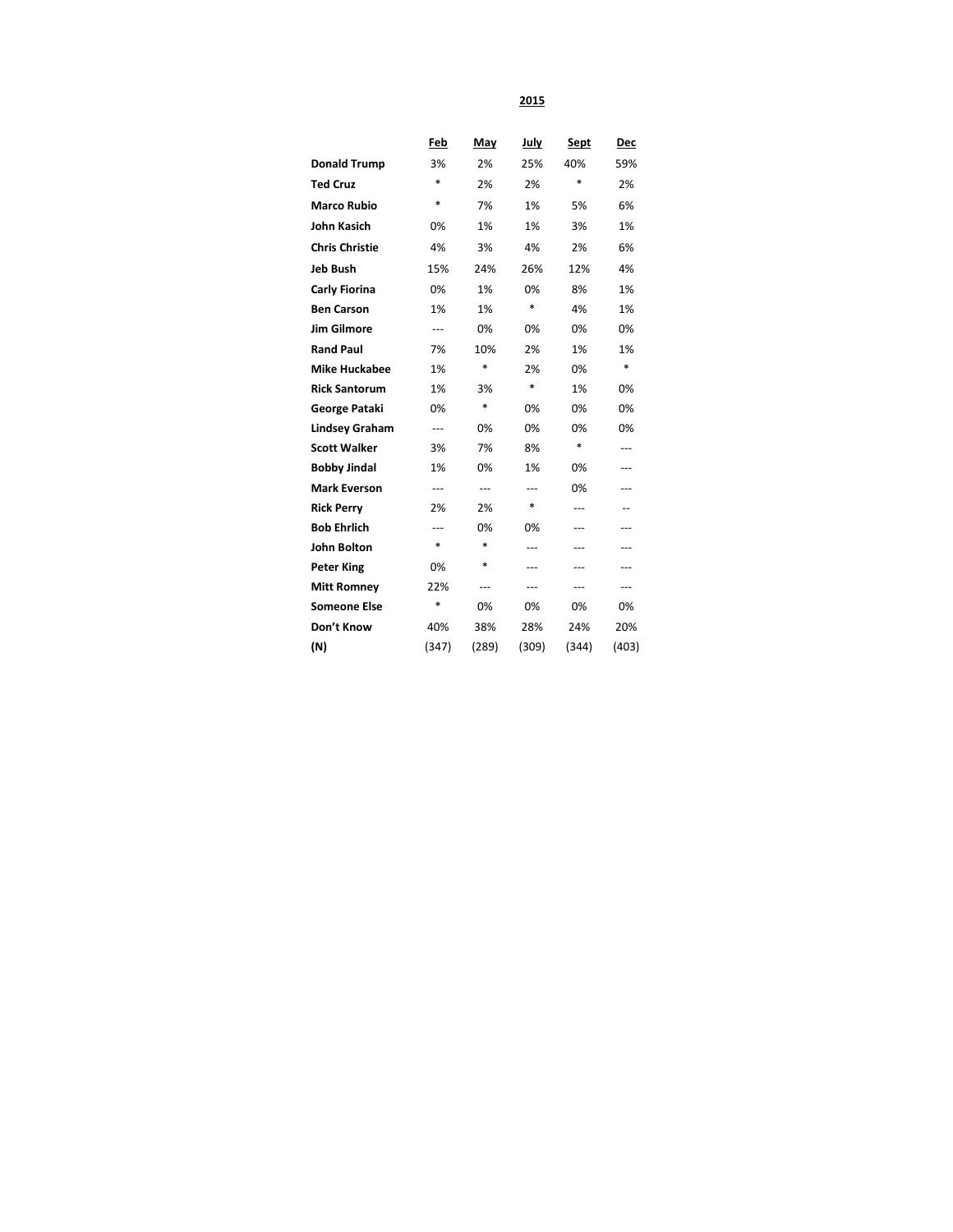**2015**

| | Feb | May | July | Sept | Dec |
|---|---|---|---|---|---|
| **Donald Trump** | 3% | 2% | 25% | 40% | 59% |
| **Ted Cruz** | * | 2% | 2% | * | 2% |
| **Marco Rubio** | * | 7% | 1% | 5% | 6% |
| **John Kasich** | 0% | 1% | 1% | 3% | 1% |
| **Chris Christie** | 4% | 3% | 4% | 2% | 6% |
| **Jeb Bush** | 15% | 24% | 26% | 12% | 4% |
| **Carly Fiorina** | 0% | 1% | 0% | 8% | 1% |
| **Ben Carson** | 1% | 1% | * | 4% | 1% |
| **Jim Gilmore** | --- | 0% | 0% | 0% | 0% |
| **Rand Paul** | 7% | 10% | 2% | 1% | 1% |
| **Mike Huckabee** | 1% | * | 2% | 0% | * |
| **Rick Santorum** | 1% | 3% | * | 1% | 0% |
| **George Pataki** | 0% | * | 0% | 0% | 0% |
| **Lindsey Graham** | --- | 0% | 0% | 0% | 0% |
| **Scott Walker** | 3% | 7% | 8% | * | --- |
| **Bobby Jindal** | 1% | 0% | 1% | 0% | --- |
| **Mark Everson** | --- | --- | --- | 0% | --- |
| **Rick Perry** | 2% | 2% | * | --- | -- |
| **Bob Ehrlich** | --- | 0% | 0% | --- | --- |
| **John Bolton** | * | * | --- | --- | --- |
| **Peter King** | 0% | * | --- | --- | --- |
| **Mitt Romney** | 22% | --- | --- | --- | --- |
| **Someone Else** | * | 0% | 0% | 0% | 0% |
| **Don't Know** | 40% | 38% | 28% | 24% | 20% |
| **(N)** | (347) | (289) | (309) | (344) | (403) |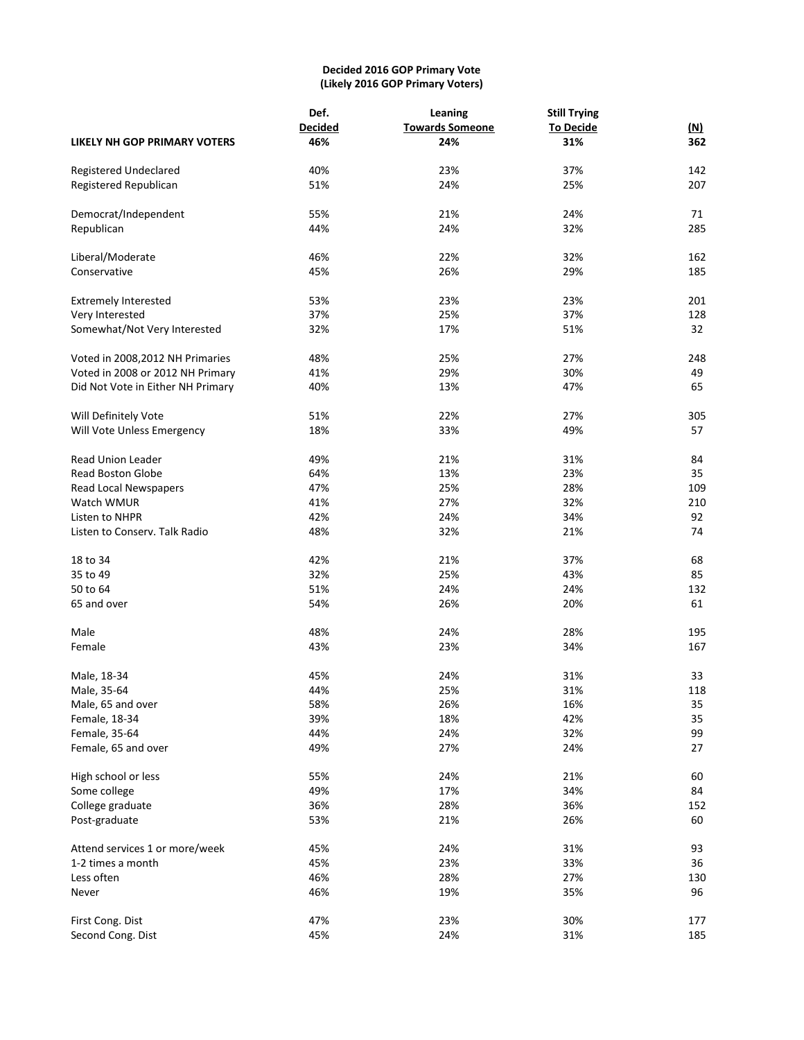**Decided 2016 GOP Primary Vote**
**(Likely 2016 GOP Primary Voters)**

| | Def. Decided | Leaning Towards Someone | Still Trying To Decide | (N) |
|---|---|---|---|---|
| **LIKELY NH GOP PRIMARY VOTERS** | **46%** | **24%** | **31%** | **362** |
| Registered Undeclared | 40% | 23% | 37% | 142 |
| Registered Republican | 51% | 24% | 25% | 207 |
| Democrat/Independent | 55% | 21% | 24% | 71 |
| Republican | 44% | 24% | 32% | 285 |
| Liberal/Moderate | 46% | 22% | 32% | 162 |
| Conservative | 45% | 26% | 29% | 185 |
| Extremely Interested | 53% | 23% | 23% | 201 |
| Very Interested | 37% | 25% | 37% | 128 |
| Somewhat/Not Very Interested | 32% | 17% | 51% | 32 |
| Voted in 2008,2012 NH Primaries | 48% | 25% | 27% | 248 |
| Voted in 2008 or 2012 NH Primary | 41% | 29% | 30% | 49 |
| Did Not Vote in Either NH Primary | 40% | 13% | 47% | 65 |
| Will Definitely Vote | 51% | 22% | 27% | 305 |
| Will Vote Unless Emergency | 18% | 33% | 49% | 57 |
| Read Union Leader | 49% | 21% | 31% | 84 |
| Read Boston Globe | 64% | 13% | 23% | 35 |
| Read Local Newspapers | 47% | 25% | 28% | 109 |
| Watch WMUR | 41% | 27% | 32% | 210 |
| Listen to NHPR | 42% | 24% | 34% | 92 |
| Listen to Conserv. Talk Radio | 48% | 32% | 21% | 74 |
| 18 to 34 | 42% | 21% | 37% | 68 |
| 35 to 49 | 32% | 25% | 43% | 85 |
| 50 to 64 | 51% | 24% | 24% | 132 |
| 65 and over | 54% | 26% | 20% | 61 |
| Male | 48% | 24% | 28% | 195 |
| Female | 43% | 23% | 34% | 167 |
| Male, 18-34 | 45% | 24% | 31% | 33 |
| Male, 35-64 | 44% | 25% | 31% | 118 |
| Male, 65 and over | 58% | 26% | 16% | 35 |
| Female, 18-34 | 39% | 18% | 42% | 35 |
| Female, 35-64 | 44% | 24% | 32% | 99 |
| Female, 65 and over | 49% | 27% | 24% | 27 |
| High school or less | 55% | 24% | 21% | 60 |
| Some college | 49% | 17% | 34% | 84 |
| College graduate | 36% | 28% | 36% | 152 |
| Post-graduate | 53% | 21% | 26% | 60 |
| Attend services 1 or more/week | 45% | 24% | 31% | 93 |
| 1-2 times a month | 45% | 23% | 33% | 36 |
| Less often | 46% | 28% | 27% | 130 |
| Never | 46% | 19% | 35% | 96 |
| First Cong. Dist | 47% | 23% | 30% | 177 |
| Second Cong. Dist | 45% | 24% | 31% | 185 |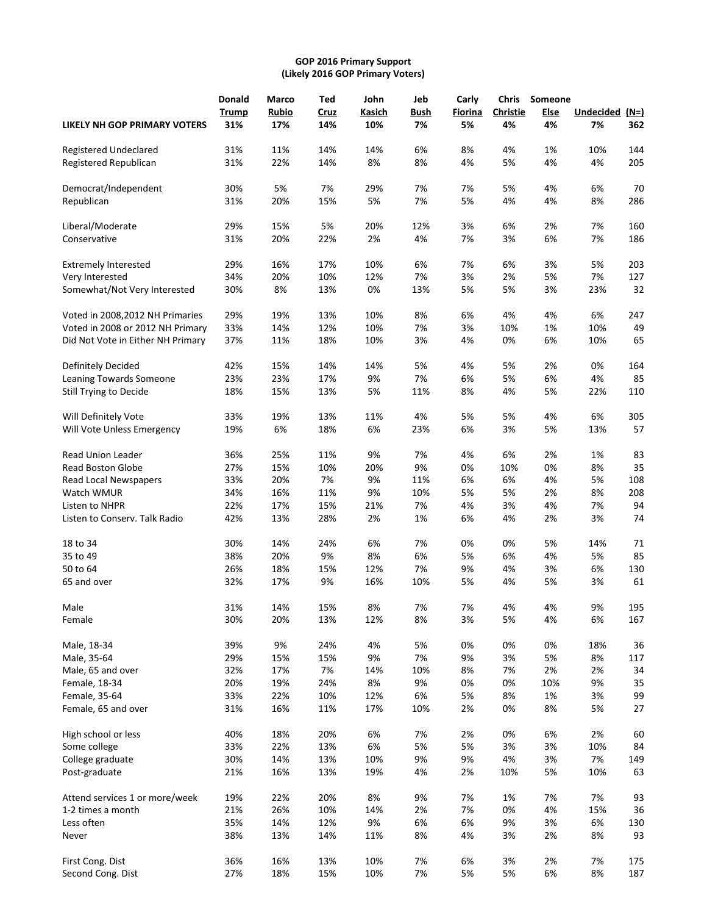**GOP 2016 Primary Support**
**(Likely 2016 GOP Primary Voters)**

| | Donald Trump | Marco Rubio | Ted Cruz | John Kasich | Jeb Bush | Carly Fiorina | Chris Christie | Someone Else | Undecided | (N=) |
|---|---|---|---|---|---|---|---|---|---|---|
| **LIKELY NH GOP PRIMARY VOTERS** | **31%** | **17%** | **14%** | **10%** | **7%** | **5%** | **4%** | **4%** | **7%** | **362** |
| Registered Undeclared | 31% | 11% | 14% | 14% | 6% | 8% | 4% | 1% | 10% | 144 |
| Registered Republican | 31% | 22% | 14% | 8% | 8% | 4% | 5% | 4% | 4% | 205 |
| Democrat/Independent | 30% | 5% | 7% | 29% | 7% | 7% | 5% | 4% | 6% | 70 |
| Republican | 31% | 20% | 15% | 5% | 7% | 5% | 4% | 4% | 8% | 286 |
| Liberal/Moderate | 29% | 15% | 5% | 20% | 12% | 3% | 6% | 2% | 7% | 160 |
| Conservative | 31% | 20% | 22% | 2% | 4% | 7% | 3% | 6% | 7% | 186 |
| Extremely Interested | 29% | 16% | 17% | 10% | 6% | 7% | 6% | 3% | 5% | 203 |
| Very Interested | 34% | 20% | 10% | 12% | 7% | 3% | 2% | 5% | 7% | 127 |
| Somewhat/Not Very Interested | 30% | 8% | 13% | 0% | 13% | 5% | 5% | 3% | 23% | 32 |
| Voted in 2008,2012 NH Primaries | 29% | 19% | 13% | 10% | 8% | 6% | 4% | 4% | 6% | 247 |
| Voted in 2008 or 2012 NH Primary | 33% | 14% | 12% | 10% | 7% | 3% | 10% | 1% | 10% | 49 |
| Did Not Vote in Either NH Primary | 37% | 11% | 18% | 10% | 3% | 4% | 0% | 6% | 10% | 65 |
| Definitely Decided | 42% | 15% | 14% | 14% | 5% | 4% | 5% | 2% | 0% | 164 |
| Leaning Towards Someone | 23% | 23% | 17% | 9% | 7% | 6% | 5% | 6% | 4% | 85 |
| Still Trying to Decide | 18% | 15% | 13% | 5% | 11% | 8% | 4% | 5% | 22% | 110 |
| Will Definitely Vote | 33% | 19% | 13% | 11% | 4% | 5% | 5% | 4% | 6% | 305 |
| Will Vote Unless Emergency | 19% | 6% | 18% | 6% | 23% | 6% | 3% | 5% | 13% | 57 |
| Read Union Leader | 36% | 25% | 11% | 9% | 7% | 4% | 6% | 2% | 1% | 83 |
| Read Boston Globe | 27% | 15% | 10% | 20% | 9% | 0% | 10% | 0% | 8% | 35 |
| Read Local Newspapers | 33% | 20% | 7% | 9% | 11% | 6% | 6% | 4% | 5% | 108 |
| Watch WMUR | 34% | 16% | 11% | 9% | 10% | 5% | 5% | 2% | 8% | 208 |
| Listen to NHPR | 22% | 17% | 15% | 21% | 7% | 4% | 3% | 4% | 7% | 94 |
| Listen to Conserv. Talk Radio | 42% | 13% | 28% | 2% | 1% | 6% | 4% | 2% | 3% | 74 |
| 18 to 34 | 30% | 14% | 24% | 6% | 7% | 0% | 0% | 5% | 14% | 71 |
| 35 to 49 | 38% | 20% | 9% | 8% | 6% | 5% | 6% | 4% | 5% | 85 |
| 50 to 64 | 26% | 18% | 15% | 12% | 7% | 9% | 4% | 3% | 6% | 130 |
| 65 and over | 32% | 17% | 9% | 16% | 10% | 5% | 4% | 5% | 3% | 61 |
| Male | 31% | 14% | 15% | 8% | 7% | 7% | 4% | 4% | 9% | 195 |
| Female | 30% | 20% | 13% | 12% | 8% | 3% | 5% | 4% | 6% | 167 |
| Male, 18-34 | 39% | 9% | 24% | 4% | 5% | 0% | 0% | 0% | 18% | 36 |
| Male, 35-64 | 29% | 15% | 15% | 9% | 7% | 9% | 3% | 5% | 8% | 117 |
| Male, 65 and over | 32% | 17% | 7% | 14% | 10% | 8% | 7% | 2% | 2% | 34 |
| Female, 18-34 | 20% | 19% | 24% | 8% | 9% | 0% | 0% | 10% | 9% | 35 |
| Female, 35-64 | 33% | 22% | 10% | 12% | 6% | 5% | 8% | 1% | 3% | 99 |
| Female, 65 and over | 31% | 16% | 11% | 17% | 10% | 2% | 0% | 8% | 5% | 27 |
| High school or less | 40% | 18% | 20% | 6% | 7% | 2% | 0% | 6% | 2% | 60 |
| Some college | 33% | 22% | 13% | 6% | 5% | 5% | 3% | 3% | 10% | 84 |
| College graduate | 30% | 14% | 13% | 10% | 9% | 9% | 4% | 3% | 7% | 149 |
| Post-graduate | 21% | 16% | 13% | 19% | 4% | 2% | 10% | 5% | 10% | 63 |
| Attend services 1 or more/week | 19% | 22% | 20% | 8% | 9% | 7% | 1% | 7% | 7% | 93 |
| 1-2 times a month | 21% | 26% | 10% | 14% | 2% | 7% | 0% | 4% | 15% | 36 |
| Less often | 35% | 14% | 12% | 9% | 6% | 6% | 9% | 3% | 6% | 130 |
| Never | 38% | 13% | 14% | 11% | 8% | 4% | 3% | 2% | 8% | 93 |
| First Cong. Dist | 36% | 16% | 13% | 10% | 7% | 6% | 3% | 2% | 7% | 175 |
| Second Cong. Dist | 27% | 18% | 15% | 10% | 7% | 5% | 5% | 6% | 8% | 187 |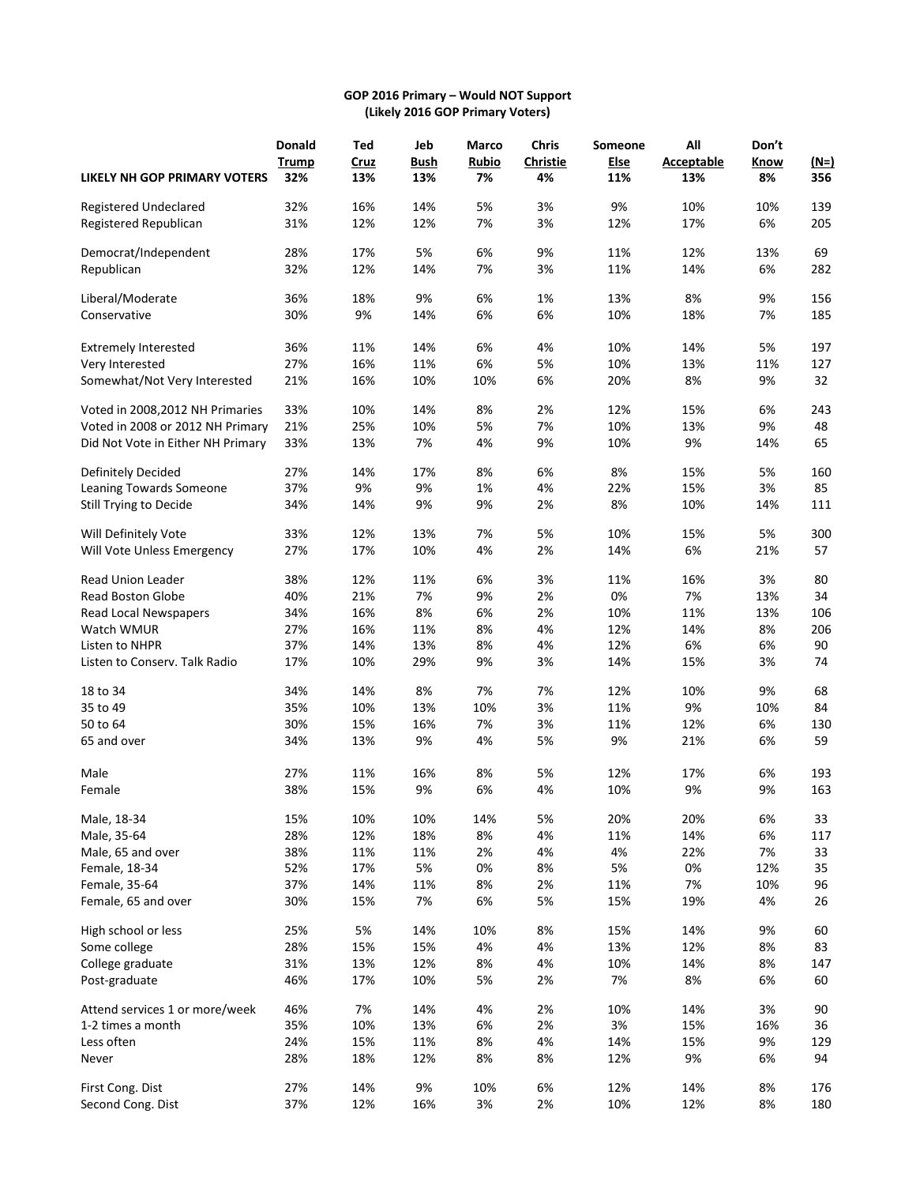**GOP 2016 Primary – Would NOT Support**
**(Likely 2016 GOP Primary Voters)**

| | Donald Trump | Ted Cruz | Jeb Bush | Marco Rubio | Chris Christie | Someone Else | All Acceptable | Don't Know | (N=) |
|---|---|---|---|---|---|---|---|---|---|
| **LIKELY NH GOP PRIMARY VOTERS** | **32%** | **13%** | **13%** | **7%** | **4%** | **11%** | **13%** | **8%** | **356** |
| Registered Undeclared | 32% | 16% | 14% | 5% | 3% | 9% | 10% | 10% | 139 |
| Registered Republican | 31% | 12% | 12% | 7% | 3% | 12% | 17% | 6% | 205 |
| Democrat/Independent | 28% | 17% | 5% | 6% | 9% | 11% | 12% | 13% | 69 |
| Republican | 32% | 12% | 14% | 7% | 3% | 11% | 14% | 6% | 282 |
| Liberal/Moderate | 36% | 18% | 9% | 6% | 1% | 13% | 8% | 9% | 156 |
| Conservative | 30% | 9% | 14% | 6% | 6% | 10% | 18% | 7% | 185 |
| Extremely Interested | 36% | 11% | 14% | 6% | 4% | 10% | 14% | 5% | 197 |
| Very Interested | 27% | 16% | 11% | 6% | 5% | 10% | 13% | 11% | 127 |
| Somewhat/Not Very Interested | 21% | 16% | 10% | 10% | 6% | 20% | 8% | 9% | 32 |
| Voted in 2008,2012 NH Primaries | 33% | 10% | 14% | 8% | 2% | 12% | 15% | 6% | 243 |
| Voted in 2008 or 2012 NH Primary | 21% | 25% | 10% | 5% | 7% | 10% | 13% | 9% | 48 |
| Did Not Vote in Either NH Primary | 33% | 13% | 7% | 4% | 9% | 10% | 9% | 14% | 65 |
| Definitely Decided | 27% | 14% | 17% | 8% | 6% | 8% | 15% | 5% | 160 |
| Leaning Towards Someone | 37% | 9% | 9% | 1% | 4% | 22% | 15% | 3% | 85 |
| Still Trying to Decide | 34% | 14% | 9% | 9% | 2% | 8% | 10% | 14% | 111 |
| Will Definitely Vote | 33% | 12% | 13% | 7% | 5% | 10% | 15% | 5% | 300 |
| Will Vote Unless Emergency | 27% | 17% | 10% | 4% | 2% | 14% | 6% | 21% | 57 |
| Read Union Leader | 38% | 12% | 11% | 6% | 3% | 11% | 16% | 3% | 80 |
| Read Boston Globe | 40% | 21% | 7% | 9% | 2% | 0% | 7% | 13% | 34 |
| Read Local Newspapers | 34% | 16% | 8% | 6% | 2% | 10% | 11% | 13% | 106 |
| Watch WMUR | 27% | 16% | 11% | 8% | 4% | 12% | 14% | 8% | 206 |
| Listen to NHPR | 37% | 14% | 13% | 8% | 4% | 12% | 6% | 6% | 90 |
| Listen to Conserv. Talk Radio | 17% | 10% | 29% | 9% | 3% | 14% | 15% | 3% | 74 |
| 18 to 34 | 34% | 14% | 8% | 7% | 7% | 12% | 10% | 9% | 68 |
| 35 to 49 | 35% | 10% | 13% | 10% | 3% | 11% | 9% | 10% | 84 |
| 50 to 64 | 30% | 15% | 16% | 7% | 3% | 11% | 12% | 6% | 130 |
| 65 and over | 34% | 13% | 9% | 4% | 5% | 9% | 21% | 6% | 59 |
| Male | 27% | 11% | 16% | 8% | 5% | 12% | 17% | 6% | 193 |
| Female | 38% | 15% | 9% | 6% | 4% | 10% | 9% | 9% | 163 |
| Male, 18-34 | 15% | 10% | 10% | 14% | 5% | 20% | 20% | 6% | 33 |
| Male, 35-64 | 28% | 12% | 18% | 8% | 4% | 11% | 14% | 6% | 117 |
| Male, 65 and over | 38% | 11% | 11% | 2% | 4% | 4% | 22% | 7% | 33 |
| Female, 18-34 | 52% | 17% | 5% | 0% | 8% | 5% | 0% | 12% | 35 |
| Female, 35-64 | 37% | 14% | 11% | 8% | 2% | 11% | 7% | 10% | 96 |
| Female, 65 and over | 30% | 15% | 7% | 6% | 5% | 15% | 19% | 4% | 26 |
| High school or less | 25% | 5% | 14% | 10% | 8% | 15% | 14% | 9% | 60 |
| Some college | 28% | 15% | 15% | 4% | 4% | 13% | 12% | 8% | 83 |
| College graduate | 31% | 13% | 12% | 8% | 4% | 10% | 14% | 8% | 147 |
| Post-graduate | 46% | 17% | 10% | 5% | 2% | 7% | 8% | 6% | 60 |
| Attend services 1 or more/week | 46% | 7% | 14% | 4% | 2% | 10% | 14% | 3% | 90 |
| 1-2 times a month | 35% | 10% | 13% | 6% | 2% | 3% | 15% | 16% | 36 |
| Less often | 24% | 15% | 11% | 8% | 4% | 14% | 15% | 9% | 129 |
| Never | 28% | 18% | 12% | 8% | 8% | 12% | 9% | 6% | 94 |
| First Cong. Dist | 27% | 14% | 9% | 10% | 6% | 12% | 14% | 8% | 176 |
| Second Cong. Dist | 37% | 12% | 16% | 3% | 2% | 10% | 12% | 8% | 180 |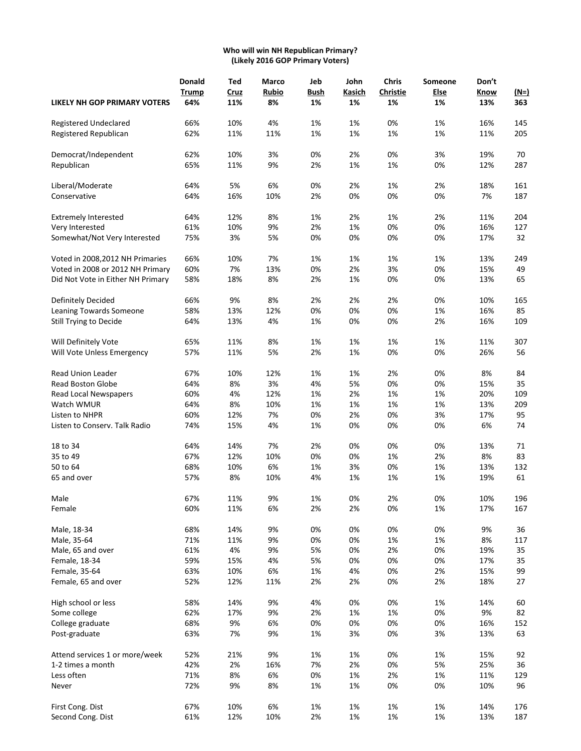**Who will win NH Republican Primary?**
**(Likely 2016 GOP Primary Voters)**

| | Donald Trump | Ted Cruz | Marco Rubio | Jeb Bush | John Kasich | Chris Christie | Someone Else | Don't Know | (N=) |
|---|---|---|---|---|---|---|---|---|---|
| **LIKELY NH GOP PRIMARY VOTERS** | **64%** | **11%** | **8%** | **1%** | **1%** | **1%** | **1%** | **13%** | **363** |
| Registered Undeclared | 66% | 10% | 4% | 1% | 1% | 0% | 1% | 16% | 145 |
| Registered Republican | 62% | 11% | 11% | 1% | 1% | 1% | 1% | 11% | 205 |
| Democrat/Independent | 62% | 10% | 3% | 0% | 2% | 0% | 3% | 19% | 70 |
| Republican | 65% | 11% | 9% | 2% | 1% | 1% | 0% | 12% | 287 |
| Liberal/Moderate | 64% | 5% | 6% | 0% | 2% | 1% | 2% | 18% | 161 |
| Conservative | 64% | 16% | 10% | 2% | 0% | 0% | 0% | 7% | 187 |
| Extremely Interested | 64% | 12% | 8% | 1% | 2% | 1% | 2% | 11% | 204 |
| Very Interested | 61% | 10% | 9% | 2% | 1% | 0% | 0% | 16% | 127 |
| Somewhat/Not Very Interested | 75% | 3% | 5% | 0% | 0% | 0% | 0% | 17% | 32 |
| Voted in 2008,2012 NH Primaries | 66% | 10% | 7% | 1% | 1% | 1% | 1% | 13% | 249 |
| Voted in 2008 or 2012 NH Primary | 60% | 7% | 13% | 0% | 2% | 3% | 0% | 15% | 49 |
| Did Not Vote in Either NH Primary | 58% | 18% | 8% | 2% | 1% | 0% | 0% | 13% | 65 |
| Definitely Decided | 66% | 9% | 8% | 2% | 2% | 2% | 0% | 10% | 165 |
| Leaning Towards Someone | 58% | 13% | 12% | 0% | 0% | 0% | 1% | 16% | 85 |
| Still Trying to Decide | 64% | 13% | 4% | 1% | 0% | 0% | 2% | 16% | 109 |
| Will Definitely Vote | 65% | 11% | 8% | 1% | 1% | 1% | 1% | 11% | 307 |
| Will Vote Unless Emergency | 57% | 11% | 5% | 2% | 1% | 0% | 0% | 26% | 56 |
| Read Union Leader | 67% | 10% | 12% | 1% | 1% | 2% | 0% | 8% | 84 |
| Read Boston Globe | 64% | 8% | 3% | 4% | 5% | 0% | 0% | 15% | 35 |
| Read Local Newspapers | 60% | 4% | 12% | 1% | 2% | 1% | 1% | 20% | 109 |
| Watch WMUR | 64% | 8% | 10% | 1% | 1% | 1% | 1% | 13% | 209 |
| Listen to NHPR | 60% | 12% | 7% | 0% | 2% | 0% | 3% | 17% | 95 |
| Listen to Conserv. Talk Radio | 74% | 15% | 4% | 1% | 0% | 0% | 0% | 6% | 74 |
| 18 to 34 | 64% | 14% | 7% | 2% | 0% | 0% | 0% | 13% | 71 |
| 35 to 49 | 67% | 12% | 10% | 0% | 0% | 1% | 2% | 8% | 83 |
| 50 to 64 | 68% | 10% | 6% | 1% | 3% | 0% | 1% | 13% | 132 |
| 65 and over | 57% | 8% | 10% | 4% | 1% | 1% | 1% | 19% | 61 |
| Male | 67% | 11% | 9% | 1% | 0% | 2% | 0% | 10% | 196 |
| Female | 60% | 11% | 6% | 2% | 2% | 0% | 1% | 17% | 167 |
| Male, 18-34 | 68% | 14% | 9% | 0% | 0% | 0% | 0% | 9% | 36 |
| Male, 35-64 | 71% | 11% | 9% | 0% | 0% | 1% | 1% | 8% | 117 |
| Male, 65 and over | 61% | 4% | 9% | 5% | 0% | 2% | 0% | 19% | 35 |
| Female, 18-34 | 59% | 15% | 4% | 5% | 0% | 0% | 0% | 17% | 35 |
| Female, 35-64 | 63% | 10% | 6% | 1% | 4% | 0% | 2% | 15% | 99 |
| Female, 65 and over | 52% | 12% | 11% | 2% | 2% | 0% | 2% | 18% | 27 |
| High school or less | 58% | 14% | 9% | 4% | 0% | 0% | 1% | 14% | 60 |
| Some college | 62% | 17% | 9% | 2% | 1% | 1% | 0% | 9% | 82 |
| College graduate | 68% | 9% | 6% | 0% | 0% | 0% | 0% | 16% | 152 |
| Post-graduate | 63% | 7% | 9% | 1% | 3% | 0% | 3% | 13% | 63 |
| Attend services 1 or more/week | 52% | 21% | 9% | 1% | 1% | 0% | 1% | 15% | 92 |
| 1-2 times a month | 42% | 2% | 16% | 7% | 2% | 0% | 5% | 25% | 36 |
| Less often | 71% | 8% | 6% | 0% | 1% | 2% | 1% | 11% | 129 |
| Never | 72% | 9% | 8% | 1% | 1% | 0% | 0% | 10% | 96 |
| First Cong. Dist | 67% | 10% | 6% | 1% | 1% | 1% | 1% | 14% | 176 |
| Second Cong. Dist | 61% | 12% | 10% | 2% | 1% | 1% | 1% | 13% | 187 |